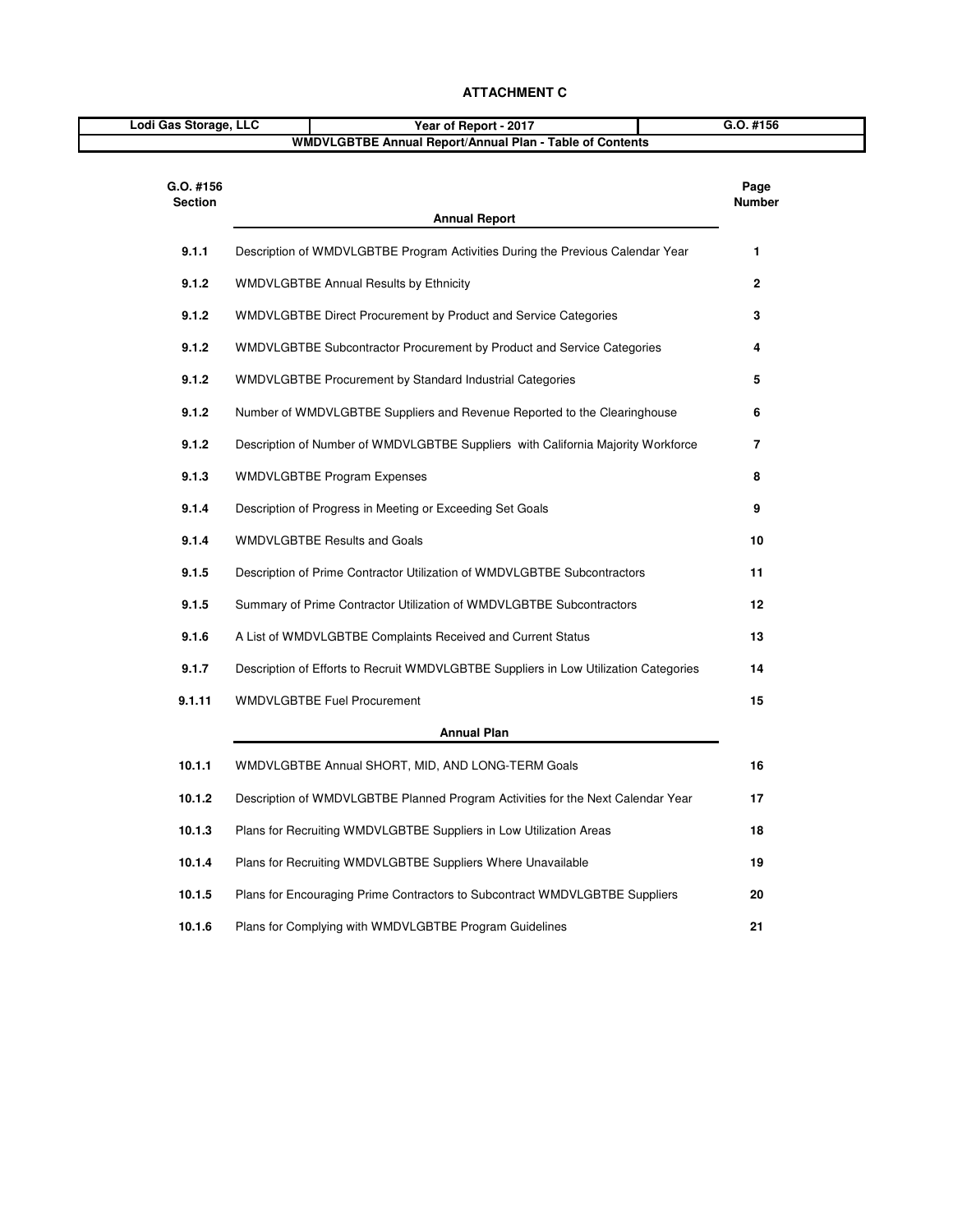# ATTACHMENT C

| Lodi Gas Storage, LLC | Year of Report - 2017 | G.O. #156 |
|---|---|---|
| **WMDVLGBTBE Annual Report/Annual Plan - Table of Contents** | | |

| G.O. #156 Section | Annual Report | Page Number |
|---|---|---|
| 9.1.1 | Description of WMDVLGBTBE Program Activities During the Previous Calendar Year | 1 |
| 9.1.2 | WMDVLGBTBE Annual Results by Ethnicity | 2 |
| 9.1.2 | WMDVLGBTBE Direct Procurement by Product and Service Categories | 3 |
| 9.1.2 | WMDVLGBTBE Subcontractor Procurement by Product and Service Categories | 4 |
| 9.1.2 | WMDVLGBTBE Procurement by Standard Industrial Categories | 5 |
| 9.1.2 | Number of WMDVLGBTBE Suppliers and Revenue Reported to the Clearinghouse | 6 |
| 9.1.2 | Description of Number of WMDVLGBTBE Suppliers with California Majority Workforce | 7 |
| 9.1.3 | WMDVLGBTBE Program Expenses | 8 |
| 9.1.4 | Description of Progress in Meeting or Exceeding Set Goals | 9 |
| 9.1.4 | WMDVLGBTBE Results and Goals | 10 |
| 9.1.5 | Description of Prime Contractor Utilization of WMDVLGBTBE Subcontractors | 11 |
| 9.1.5 | Summary of Prime Contractor Utilization of WMDVLGBTBE Subcontractors | 12 |
| 9.1.6 | A List of WMDVLGBTBE Complaints Received and Current Status | 13 |
| 9.1.7 | Description of Efforts to Recruit WMDVLGBTBE Suppliers in Low Utilization Categories | 14 |
| 9.1.11 | WMDVLGBTBE Fuel Procurement | 15 |
| | **Annual Plan** | |
| 10.1.1 | WMDVLGBTBE Annual SHORT, MID, AND LONG-TERM Goals | 16 |
| 10.1.2 | Description of WMDVLGBTBE Planned Program Activities for the Next Calendar Year | 17 |
| 10.1.3 | Plans for Recruiting WMDVLGBTBE Suppliers in Low Utilization Areas | 18 |
| 10.1.4 | Plans for Recruiting WMDVLGBTBE Suppliers Where Unavailable | 19 |
| 10.1.5 | Plans for Encouraging Prime Contractors to Subcontract WMDVLGBTBE Suppliers | 20 |
| 10.1.6 | Plans for Complying with WMDVLGBTBE Program Guidelines | 21 |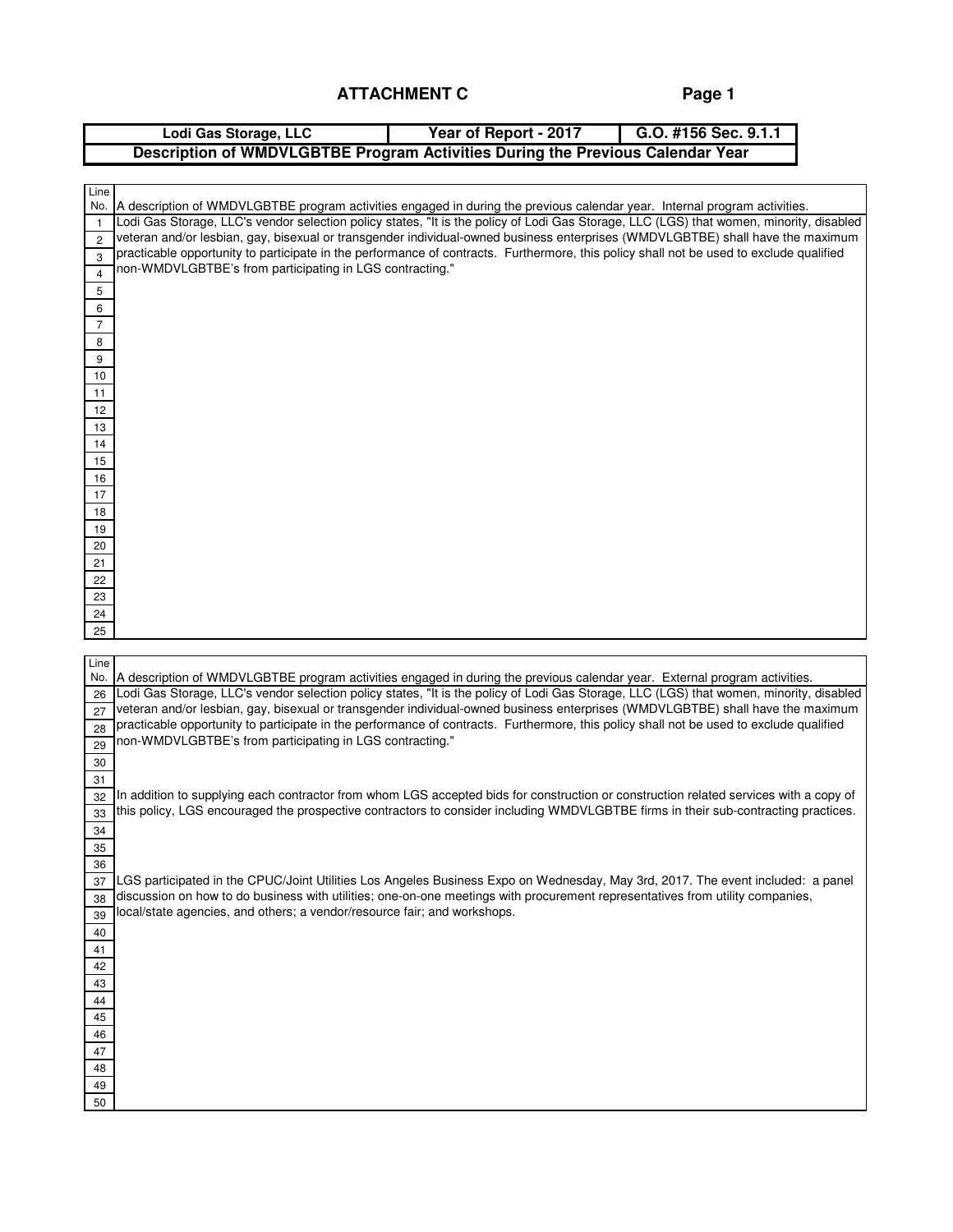## ATTACHMENT C

| Lodi Gas Storage, LLC | Year of Report - 2017 | G.O. #156 Sec. 9.1.1 |
|---|---|---|
| **Description of WMDVLGBTBE Program Activities During the Previous Calendar Year** | | |

| Line No. | A description of WMDVLGBTBE program activities engaged in during the previous calendar year. Internal program activities. |
|---|---|
| 1 | Lodi Gas Storage, LLC's vendor selection policy states, "It is the policy of Lodi Gas Storage, LLC (LGS) that women, minority, disabled |
| 2 | veteran and/or lesbian, gay, bisexual or transgender individual-owned business enterprises (WMDVLGBTBE) shall have the maximum |
| 3 | practicable opportunity to participate in the performance of contracts. Furthermore, this policy shall not be used to exclude qualified |
| 4 | non-WMDVLGBTBE's from participating in LGS contracting." |
| 5 | |
| 6 | |
| 7 | |
| 8 | |
| 9 | |
| 10 | |
| 11 | |
| 12 | |
| 13 | |
| 14 | |
| 15 | |
| 16 | |
| 17 | |
| 18 | |
| 19 | |
| 20 | |
| 21 | |
| 22 | |
| 23 | |
| 24 | |
| 25 | |

| Line No. | A description of WMDVLGBTBE program activities engaged in during the previous calendar year. External program activities. |
|---|---|
| 26 | Lodi Gas Storage, LLC's vendor selection policy states, "It is the policy of Lodi Gas Storage, LLC (LGS) that women, minority, disabled |
| 27 | veteran and/or lesbian, gay, bisexual or transgender individual-owned business enterprises (WMDVLGBTBE) shall have the maximum |
| 28 | practicable opportunity to participate in the performance of contracts. Furthermore, this policy shall not be used to exclude qualified |
| 29 | non-WMDVLGBTBE's from participating in LGS contracting." |
| 30 | |
| 31 | |
| 32 | In addition to supplying each contractor from whom LGS accepted bids for construction or construction related services with a copy of |
| 33 | this policy, LGS encouraged the prospective contractors to consider including WMDVLGBTBE firms in their sub-contracting practices. |
| 34 | |
| 35 | |
| 36 | |
| 37 | LGS participated in the CPUC/Joint Utilities Los Angeles Business Expo on Wednesday, May 3rd, 2017. The event included: a panel |
| 38 | discussion on how to do business with utilities; one-on-one meetings with procurement representatives from utility companies, |
| 39 | local/state agencies, and others; a vendor/resource fair; and workshops. |
| 40 | |
| 41 | |
| 42 | |
| 43 | |
| 44 | |
| 45 | |
| 46 | |
| 47 | |
| 48 | |
| 49 | |
| 50 | |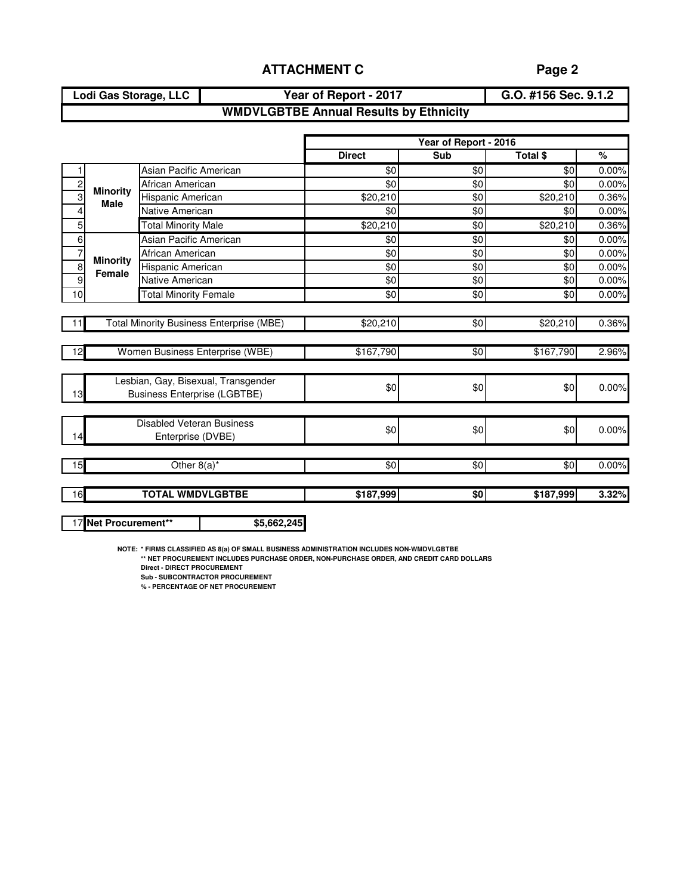## ATTACHMENT C

Page 2

| Lodi Gas Storage, LLC | Year of Report - 2017 | G.O. #156 Sec. 9.1.2 |
|---|---|---|

### WMDVLGBTBE Annual Results by Ethnicity

| | | | Year of Report - 2016 | | | |
|---|---|---|---|---|---|---|
| | | | Direct | Sub | Total $ | % |
| 1 | Minority Male | Asian Pacific American | $0 | $0 | $0 | 0.00% |
| 2 | | African American | $0 | $0 | $0 | 0.00% |
| 3 | | Hispanic American | $20,210 | $0 | $20,210 | 0.36% |
| 4 | | Native American | $0 | $0 | $0 | 0.00% |
| 5 | | Total Minority Male | $20,210 | $0 | $20,210 | 0.36% |
| 6 | Minority Female | Asian Pacific American | $0 | $0 | $0 | 0.00% |
| 7 | | African American | $0 | $0 | $0 | 0.00% |
| 8 | | Hispanic American | $0 | $0 | $0 | 0.00% |
| 9 | | Native American | $0 | $0 | $0 | 0.00% |
| 10 | | Total Minority Female | $0 | $0 | $0 | 0.00% |
| 11 | Total Minority Business Enterprise (MBE) | | $20,210 | $0 | $20,210 | 0.36% |
| 12 | Women Business Enterprise (WBE) | | $167,790 | $0 | $167,790 | 2.96% |
| 13 | Lesbian, Gay, Bisexual, Transgender Business Enterprise (LGBTBE) | | $0 | $0 | $0 | 0.00% |
| 14 | Disabled Veteran Business Enterprise (DVBE) | | $0 | $0 | $0 | 0.00% |
| 15 | Other 8(a)* | | $0 | $0 | $0 | 0.00% |
| 16 | **TOTAL WMDVLGBTBE** | | **$187,999** | **$0** | **$187,999** | **3.32%** |
| 17 | **Net Procurement**** | **$5,662,245** | | | | |

NOTE: * FIRMS CLASSIFIED AS 8(a) OF SMALL BUSINESS ADMINISTRATION INCLUDES NON-WMDVLGBTBE
** NET PROCUREMENT INCLUDES PURCHASE ORDER, NON-PURCHASE ORDER, AND CREDIT CARD DOLLARS
Direct - DIRECT PROCUREMENT
Sub - SUBCONTRACTOR PROCUREMENT
% - PERCENTAGE OF NET PROCUREMENT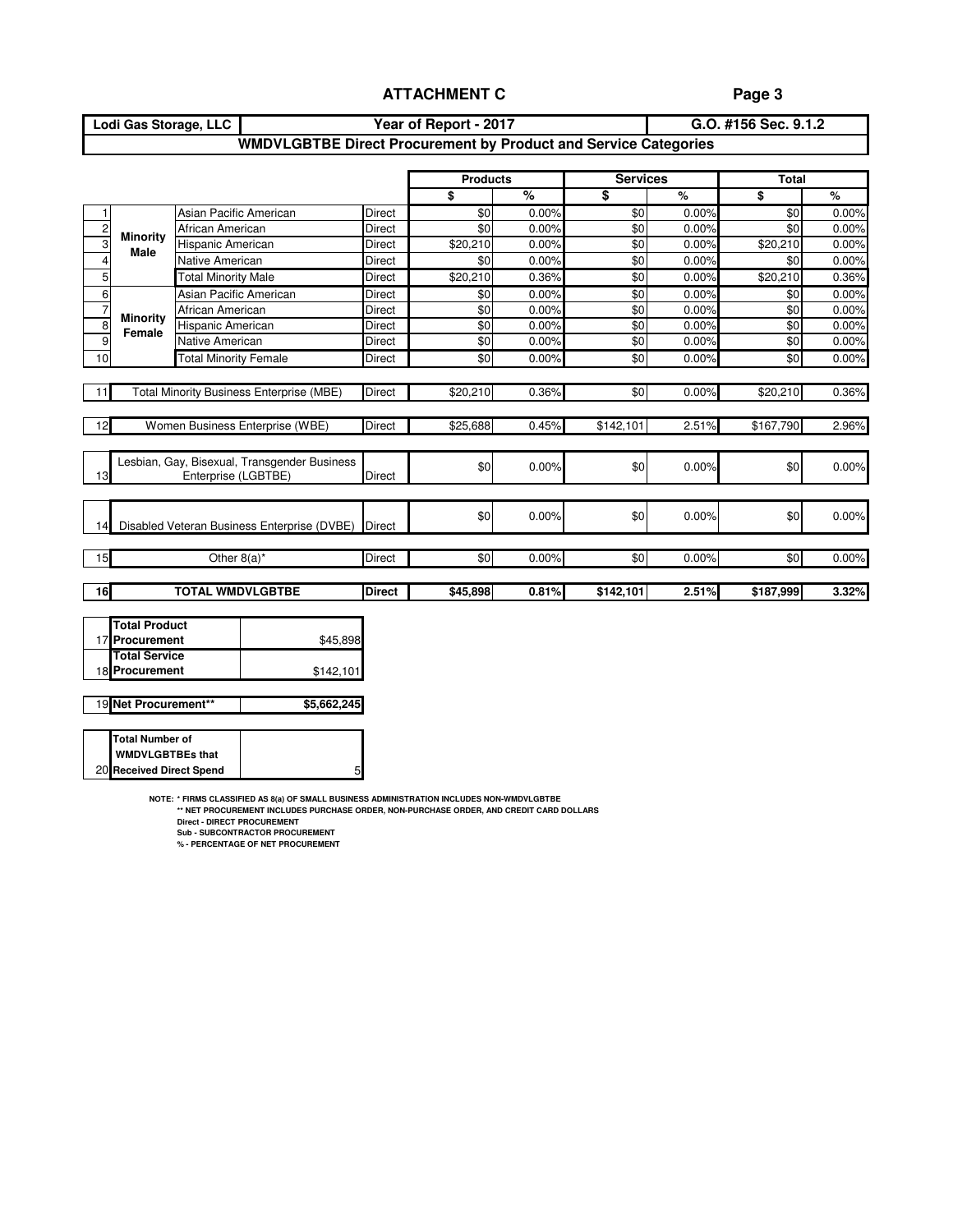# ATTACHMENT C

| Lodi Gas Storage, LLC | Year of Report - 2017 | G.O. #156 Sec. 9.1.2 |
|---|---|---|

## WMDVLGBTBE Direct Procurement by Product and Service Categories

| # | | | | Products | | Services | | Total | |
|---|---|---|---|---|---|---|---|---|---|
| | | | | $ | % | $ | % | $ | % |
| 1 | Minority Male | Asian Pacific American | Direct | $0 | 0.00% | $0 | 0.00% | $0 | 0.00% |
| 2 | | African American | Direct | $0 | 0.00% | $0 | 0.00% | $0 | 0.00% |
| 3 | | Hispanic American | Direct | $20,210 | 0.00% | $0 | 0.00% | $20,210 | 0.00% |
| 4 | | Native American | Direct | $0 | 0.00% | $0 | 0.00% | $0 | 0.00% |
| 5 | | Total Minority Male | Direct | $20,210 | 0.36% | $0 | 0.00% | $20,210 | 0.36% |
| 6 | Minority Female | Asian Pacific American | Direct | $0 | 0.00% | $0 | 0.00% | $0 | 0.00% |
| 7 | | African American | Direct | $0 | 0.00% | $0 | 0.00% | $0 | 0.00% |
| 8 | | Hispanic American | Direct | $0 | 0.00% | $0 | 0.00% | $0 | 0.00% |
| 9 | | Native American | Direct | $0 | 0.00% | $0 | 0.00% | $0 | 0.00% |
| 10 | | Total Minority Female | Direct | $0 | 0.00% | $0 | 0.00% | $0 | 0.00% |
| 11 | Total Minority Business Enterprise (MBE) | | Direct | $20,210 | 0.36% | $0 | 0.00% | $20,210 | 0.36% |
| 12 | Women Business Enterprise (WBE) | | Direct | $25,688 | 0.45% | $142,101 | 2.51% | $167,790 | 2.96% |
| 13 | Lesbian, Gay, Bisexual, Transgender Business Enterprise (LGBTBE) | | Direct | $0 | 0.00% | $0 | 0.00% | $0 | 0.00% |
| 14 | Disabled Veteran Business Enterprise (DVBE) | | Direct | $0 | 0.00% | $0 | 0.00% | $0 | 0.00% |
| 15 | Other 8(a)* | | Direct | $0 | 0.00% | $0 | 0.00% | $0 | 0.00% |
| **16** | **TOTAL WMDVLGBTBE** | | **Direct** | **$45,898** | **0.81%** | **$142,101** | **2.51%** | **$187,999** | **3.32%** |

| # | | |
|---|---|---|
| 17 | **Total Product Procurement** | $45,898 |
| 18 | **Total Service Procurement** | $142,101 |
| 19 | **Net Procurement**** | **$5,662,245** |
| 20 | **Total Number of WMDVLGBTBEs that Received Direct Spend** | 5 |

NOTE: * FIRMS CLASSIFIED AS 8(a) OF SMALL BUSINESS ADMINISTRATION INCLUDES NON-WMDVLGBTBE
** NET PROCUREMENT INCLUDES PURCHASE ORDER, NON-PURCHASE ORDER, AND CREDIT CARD DOLLARS
Direct - DIRECT PROCUREMENT
Sub - SUBCONTRACTOR PROCUREMENT
% - PERCENTAGE OF NET PROCUREMENT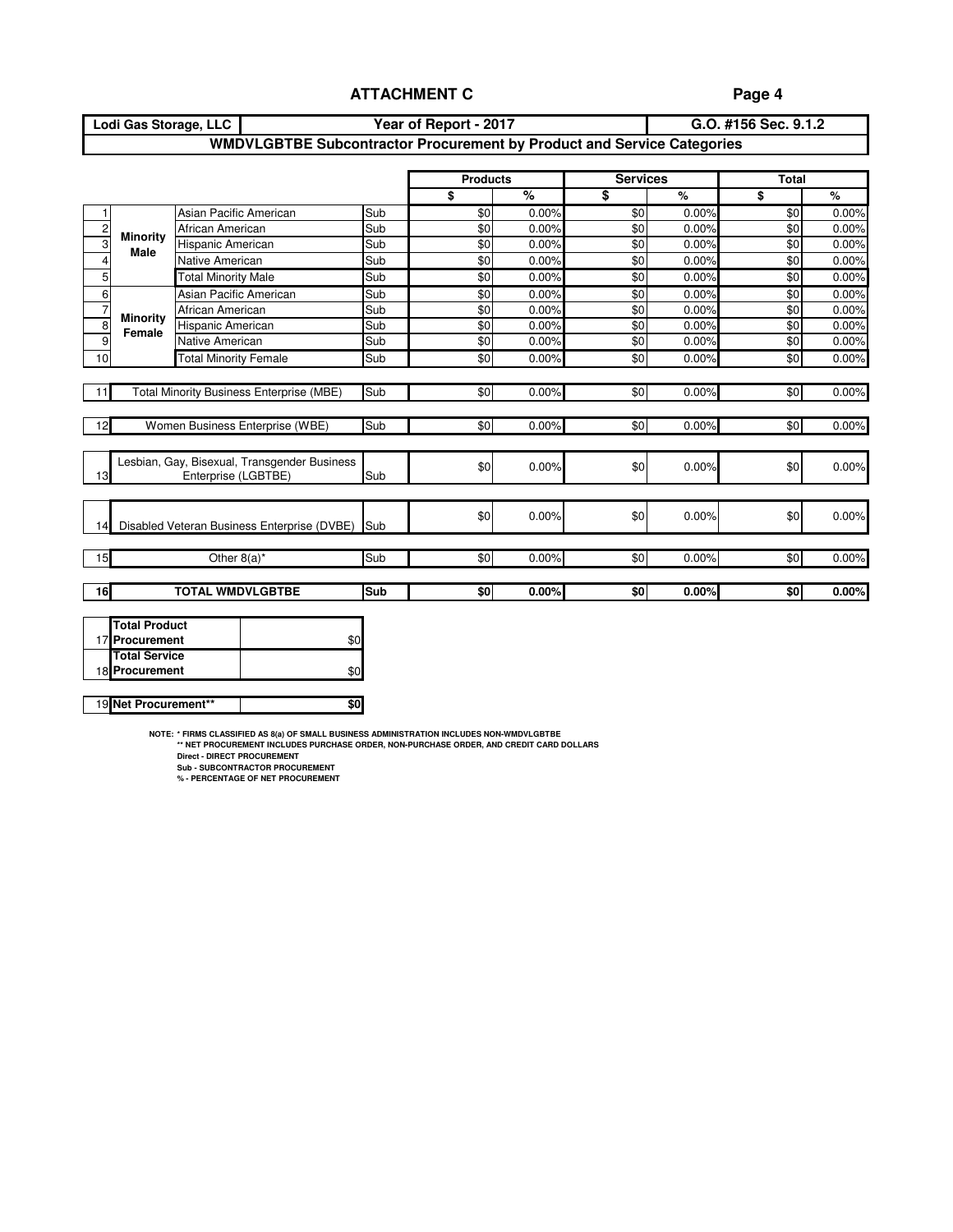## ATTACHMENT C

| Lodi Gas Storage, LLC | Year of Report - 2017 | G.O. #156 Sec. 9.1.2 |
|---|---|---|

### WMDVLGBTBE Subcontractor Procurement by Product and Service Categories

| # | | | | Products | | Services | | Total | |
|---|---|---|---|---|---|---|---|---|---|
| | | | | $ | % | $ | % | $ | % |
| 1 | Minority Male | Asian Pacific American | Sub | $0 | 0.00% | $0 | 0.00% | $0 | 0.00% |
| 2 | | African American | Sub | $0 | 0.00% | $0 | 0.00% | $0 | 0.00% |
| 3 | | Hispanic American | Sub | $0 | 0.00% | $0 | 0.00% | $0 | 0.00% |
| 4 | | Native American | Sub | $0 | 0.00% | $0 | 0.00% | $0 | 0.00% |
| 5 | | Total Minority Male | Sub | $0 | 0.00% | $0 | 0.00% | $0 | 0.00% |
| 6 | Minority Female | Asian Pacific American | Sub | $0 | 0.00% | $0 | 0.00% | $0 | 0.00% |
| 7 | | African American | Sub | $0 | 0.00% | $0 | 0.00% | $0 | 0.00% |
| 8 | | Hispanic American | Sub | $0 | 0.00% | $0 | 0.00% | $0 | 0.00% |
| 9 | | Native American | Sub | $0 | 0.00% | $0 | 0.00% | $0 | 0.00% |
| 10 | | Total Minority Female | Sub | $0 | 0.00% | $0 | 0.00% | $0 | 0.00% |
| 11 | Total Minority Business Enterprise (MBE) | | Sub | $0 | 0.00% | $0 | 0.00% | $0 | 0.00% |
| 12 | Women Business Enterprise (WBE) | | Sub | $0 | 0.00% | $0 | 0.00% | $0 | 0.00% |
| 13 | Lesbian, Gay, Bisexual, Transgender Business Enterprise (LGBTBE) | | Sub | $0 | 0.00% | $0 | 0.00% | $0 | 0.00% |
| 14 | Disabled Veteran Business Enterprise (DVBE) | | Sub | $0 | 0.00% | $0 | 0.00% | $0 | 0.00% |
| 15 | Other 8(a)* | | Sub | $0 | 0.00% | $0 | 0.00% | $0 | 0.00% |
| **16** | **TOTAL WMDVLGBTBE** | | **Sub** | **$0** | **0.00%** | **$0** | **0.00%** | **$0** | **0.00%** |

| # | | |
|---|---|---|
| 17 | **Total Product Procurement** | $0 |
| 18 | **Total Service Procurement** | $0 |
| 19 | **Net Procurement**** | **$0** |

NOTE: * FIRMS CLASSIFIED AS 8(a) OF SMALL BUSINESS ADMINISTRATION INCLUDES NON-WMDVLGBTBE
** NET PROCUREMENT INCLUDES PURCHASE ORDER, NON-PURCHASE ORDER, AND CREDIT CARD DOLLARS
Direct - DIRECT PROCUREMENT
Sub - SUBCONTRACTOR PROCUREMENT
% - PERCENTAGE OF NET PROCUREMENT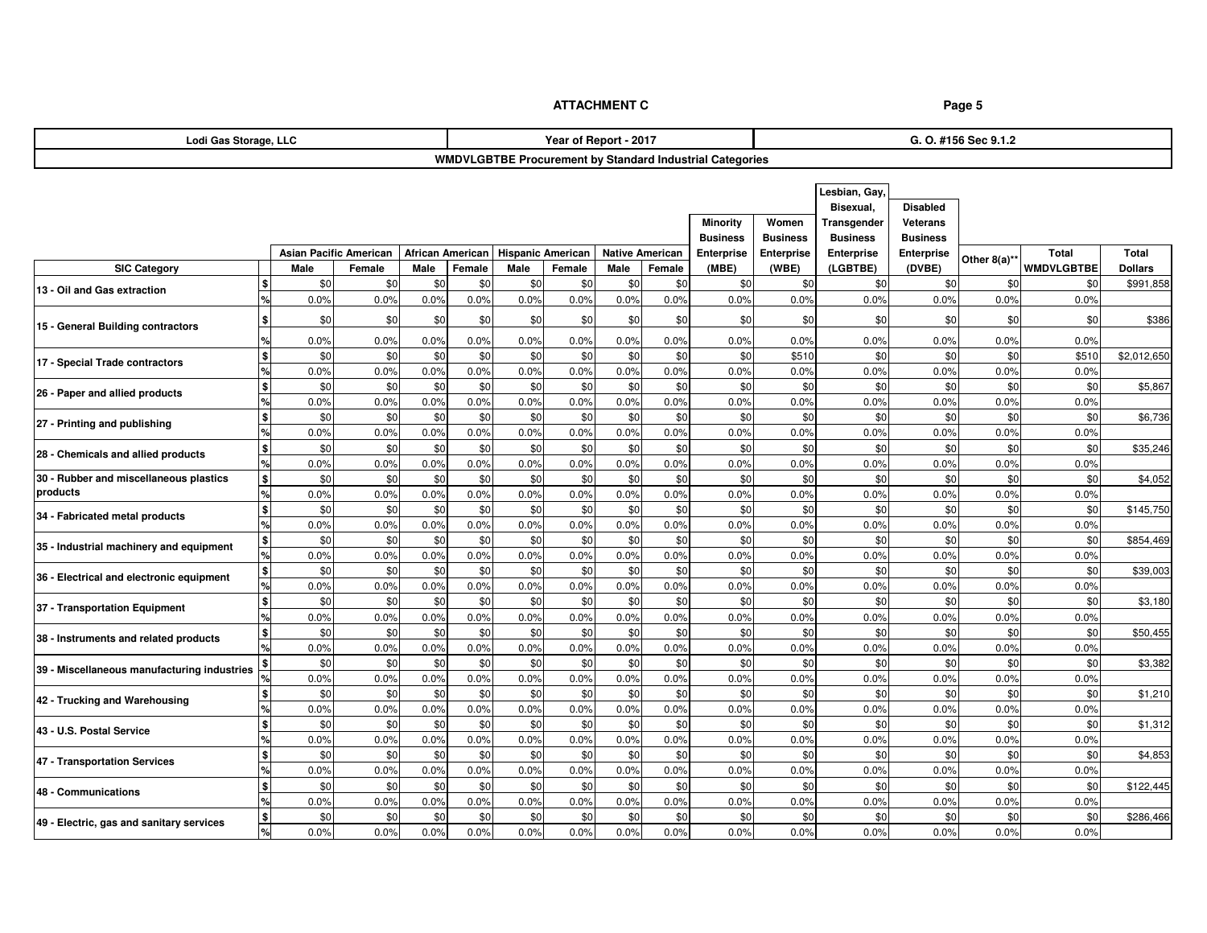**ATTACHMENT C**

| Lodi Gas Storage, LLC | Year of Report - 2017 | G. O. #156 Sec 9.1.2 |
|---|---|---|

**WMDVLGBTBE Procurement by Standard Industrial Categories**

| SIC Category | | Asian Pacific American | | African American | | Hispanic American | | Native American | | Minority Business Enterprise (MBE) | Women Business Enterprise (WBE) | Lesbian, Gay, Bisexual, Transgender Business Enterprise (LGBTBE) | Disabled Veterans Business Enterprise (DVBE) | Other 8(a)** | Total WMDVLGBTBE | Total Dollars |
|---|---|---|---|---|---|---|---|---|---|---|---|---|---|---|---|---|
| | | Male | Female | Male | Female | Male | Female | Male | Female | | | | | | | |
| 13 - Oil and Gas extraction | $ | $0 | $0 | $0 | $0 | $0 | $0 | $0 | $0 | $0 | $0 | $0 | $0 | $0 | $0 | $991,858 |
| | % | 0.0% | 0.0% | 0.0% | 0.0% | 0.0% | 0.0% | 0.0% | 0.0% | 0.0% | 0.0% | 0.0% | 0.0% | 0.0% | 0.0% | |
| 15 - General Building contractors | $ | $0 | $0 | $0 | $0 | $0 | $0 | $0 | $0 | $0 | $0 | $0 | $0 | $0 | $0 | $386 |
| | % | 0.0% | 0.0% | 0.0% | 0.0% | 0.0% | 0.0% | 0.0% | 0.0% | 0.0% | 0.0% | 0.0% | 0.0% | 0.0% | 0.0% | |
| 17 - Special Trade contractors | $ | $0 | $0 | $0 | $0 | $0 | $0 | $0 | $0 | $0 | $510 | $0 | $0 | $0 | $510 | $2,012,650 |
| | % | 0.0% | 0.0% | 0.0% | 0.0% | 0.0% | 0.0% | 0.0% | 0.0% | 0.0% | 0.0% | 0.0% | 0.0% | 0.0% | 0.0% | |
| 26 - Paper and allied products | $ | $0 | $0 | $0 | $0 | $0 | $0 | $0 | $0 | $0 | $0 | $0 | $0 | $0 | $0 | $5,867 |
| | % | 0.0% | 0.0% | 0.0% | 0.0% | 0.0% | 0.0% | 0.0% | 0.0% | 0.0% | 0.0% | 0.0% | 0.0% | 0.0% | 0.0% | |
| 27 - Printing and publishing | $ | $0 | $0 | $0 | $0 | $0 | $0 | $0 | $0 | $0 | $0 | $0 | $0 | $0 | $0 | $6,736 |
| | % | 0.0% | 0.0% | 0.0% | 0.0% | 0.0% | 0.0% | 0.0% | 0.0% | 0.0% | 0.0% | 0.0% | 0.0% | 0.0% | 0.0% | |
| 28 - Chemicals and allied products | $ | $0 | $0 | $0 | $0 | $0 | $0 | $0 | $0 | $0 | $0 | $0 | $0 | $0 | $0 | $35,246 |
| | % | 0.0% | 0.0% | 0.0% | 0.0% | 0.0% | 0.0% | 0.0% | 0.0% | 0.0% | 0.0% | 0.0% | 0.0% | 0.0% | 0.0% | |
| 30 - Rubber and miscellaneous plastics products | $ | $0 | $0 | $0 | $0 | $0 | $0 | $0 | $0 | $0 | $0 | $0 | $0 | $0 | $0 | $4,052 |
| | % | 0.0% | 0.0% | 0.0% | 0.0% | 0.0% | 0.0% | 0.0% | 0.0% | 0.0% | 0.0% | 0.0% | 0.0% | 0.0% | 0.0% | |
| 34 - Fabricated metal products | $ | $0 | $0 | $0 | $0 | $0 | $0 | $0 | $0 | $0 | $0 | $0 | $0 | $0 | $0 | $145,750 |
| | % | 0.0% | 0.0% | 0.0% | 0.0% | 0.0% | 0.0% | 0.0% | 0.0% | 0.0% | 0.0% | 0.0% | 0.0% | 0.0% | 0.0% | |
| 35 - Industrial machinery and equipment | $ | $0 | $0 | $0 | $0 | $0 | $0 | $0 | $0 | $0 | $0 | $0 | $0 | $0 | $0 | $854,469 |
| | % | 0.0% | 0.0% | 0.0% | 0.0% | 0.0% | 0.0% | 0.0% | 0.0% | 0.0% | 0.0% | 0.0% | 0.0% | 0.0% | 0.0% | |
| 36 - Electrical and electronic equipment | $ | $0 | $0 | $0 | $0 | $0 | $0 | $0 | $0 | $0 | $0 | $0 | $0 | $0 | $0 | $39,003 |
| | % | 0.0% | 0.0% | 0.0% | 0.0% | 0.0% | 0.0% | 0.0% | 0.0% | 0.0% | 0.0% | 0.0% | 0.0% | 0.0% | 0.0% | |
| 37 - Transportation Equipment | $ | $0 | $0 | $0 | $0 | $0 | $0 | $0 | $0 | $0 | $0 | $0 | $0 | $0 | $0 | $3,180 |
| | % | 0.0% | 0.0% | 0.0% | 0.0% | 0.0% | 0.0% | 0.0% | 0.0% | 0.0% | 0.0% | 0.0% | 0.0% | 0.0% | 0.0% | |
| 38 - Instruments and related products | $ | $0 | $0 | $0 | $0 | $0 | $0 | $0 | $0 | $0 | $0 | $0 | $0 | $0 | $0 | $50,455 |
| | % | 0.0% | 0.0% | 0.0% | 0.0% | 0.0% | 0.0% | 0.0% | 0.0% | 0.0% | 0.0% | 0.0% | 0.0% | 0.0% | 0.0% | |
| 39 - Miscellaneous manufacturing industries | $ | $0 | $0 | $0 | $0 | $0 | $0 | $0 | $0 | $0 | $0 | $0 | $0 | $0 | $0 | $3,382 |
| | % | 0.0% | 0.0% | 0.0% | 0.0% | 0.0% | 0.0% | 0.0% | 0.0% | 0.0% | 0.0% | 0.0% | 0.0% | 0.0% | 0.0% | |
| 42 - Trucking and Warehousing | $ | $0 | $0 | $0 | $0 | $0 | $0 | $0 | $0 | $0 | $0 | $0 | $0 | $0 | $0 | $1,210 |
| | % | 0.0% | 0.0% | 0.0% | 0.0% | 0.0% | 0.0% | 0.0% | 0.0% | 0.0% | 0.0% | 0.0% | 0.0% | 0.0% | 0.0% | |
| 43 - U.S. Postal Service | $ | $0 | $0 | $0 | $0 | $0 | $0 | $0 | $0 | $0 | $0 | $0 | $0 | $0 | $0 | $1,312 |
| | % | 0.0% | 0.0% | 0.0% | 0.0% | 0.0% | 0.0% | 0.0% | 0.0% | 0.0% | 0.0% | 0.0% | 0.0% | 0.0% | 0.0% | |
| 47 - Transportation Services | $ | $0 | $0 | $0 | $0 | $0 | $0 | $0 | $0 | $0 | $0 | $0 | $0 | $0 | $0 | $4,853 |
| | % | 0.0% | 0.0% | 0.0% | 0.0% | 0.0% | 0.0% | 0.0% | 0.0% | 0.0% | 0.0% | 0.0% | 0.0% | 0.0% | 0.0% | |
| 48 - Communications | $ | $0 | $0 | $0 | $0 | $0 | $0 | $0 | $0 | $0 | $0 | $0 | $0 | $0 | $0 | $122,445 |
| | % | 0.0% | 0.0% | 0.0% | 0.0% | 0.0% | 0.0% | 0.0% | 0.0% | 0.0% | 0.0% | 0.0% | 0.0% | 0.0% | 0.0% | |
| 49 - Electric, gas and sanitary services | $ | $0 | $0 | $0 | $0 | $0 | $0 | $0 | $0 | $0 | $0 | $0 | $0 | $0 | $0 | $286,466 |
| | % | 0.0% | 0.0% | 0.0% | 0.0% | 0.0% | 0.0% | 0.0% | 0.0% | 0.0% | 0.0% | 0.0% | 0.0% | 0.0% | 0.0% | |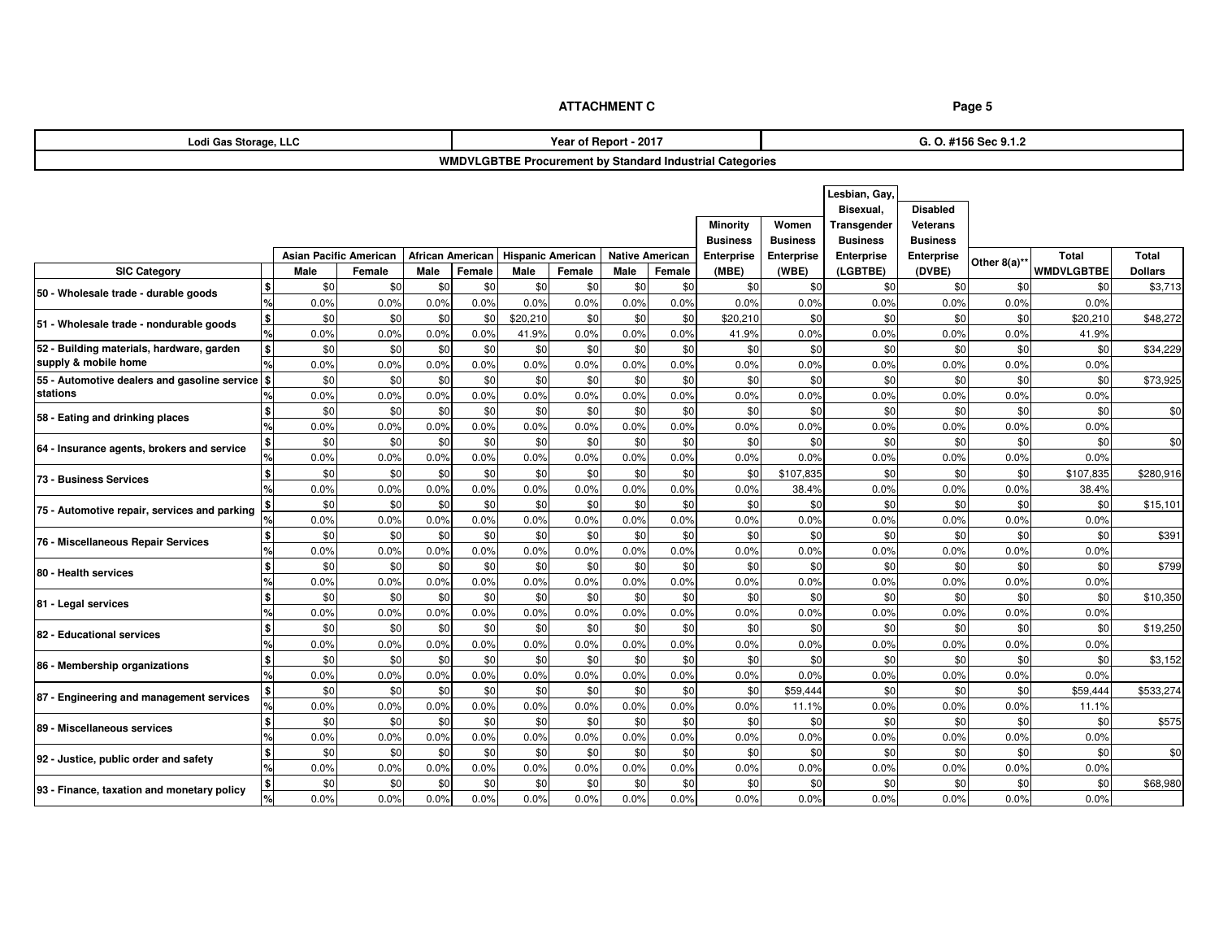**ATTACHMENT C**

| Lodi Gas Storage, LLC | Year of Report - 2017 | G. O. #156 Sec 9.1.2 |
|---|---|---|

**WMDVLGBTBE Procurement by Standard Industrial Categories**

| SIC Category | | Asian Pacific American | | African American | | Hispanic American | | Native American | | Minority Business Enterprise (MBE) | Women Business Enterprise (WBE) | Lesbian, Gay, Bisexual, Transgender Business Enterprise (LGBTBE) | Disabled Veterans Business Enterprise (DVBE) | Other 8(a)** | Total WMDVLGBTBE | Total Dollars |
|---|---|---|---|---|---|---|---|---|---|---|---|---|---|---|---|---|
| | | Male | Female | Male | Female | Male | Female | Male | Female | | | | | | | |
| 50 - Wholesale trade - durable goods | $ | $0 | $0 | $0 | $0 | $0 | $0 | $0 | $0 | $0 | $0 | $0 | $0 | $0 | $0 | $3,713 |
| | % | 0.0% | 0.0% | 0.0% | 0.0% | 0.0% | 0.0% | 0.0% | 0.0% | 0.0% | 0.0% | 0.0% | 0.0% | 0.0% | 0.0% | |
| 51 - Wholesale trade - nondurable goods | $ | $0 | $0 | $0 | $0 | $20,210 | $0 | $0 | $0 | $20,210 | $0 | $0 | $0 | $0 | $20,210 | $48,272 |
| | % | 0.0% | 0.0% | 0.0% | 0.0% | 41.9% | 0.0% | 0.0% | 0.0% | 41.9% | 0.0% | 0.0% | 0.0% | 0.0% | 41.9% | |
| 52 - Building materials, hardware, garden supply & mobile home | $ | $0 | $0 | $0 | $0 | $0 | $0 | $0 | $0 | $0 | $0 | $0 | $0 | $0 | $0 | $34,229 |
| | % | 0.0% | 0.0% | 0.0% | 0.0% | 0.0% | 0.0% | 0.0% | 0.0% | 0.0% | 0.0% | 0.0% | 0.0% | 0.0% | 0.0% | |
| 55 - Automotive dealers and gasoline service stations | $ | $0 | $0 | $0 | $0 | $0 | $0 | $0 | $0 | $0 | $0 | $0 | $0 | $0 | $0 | $73,925 |
| | % | 0.0% | 0.0% | 0.0% | 0.0% | 0.0% | 0.0% | 0.0% | 0.0% | 0.0% | 0.0% | 0.0% | 0.0% | 0.0% | 0.0% | |
| 58 - Eating and drinking places | $ | $0 | $0 | $0 | $0 | $0 | $0 | $0 | $0 | $0 | $0 | $0 | $0 | $0 | $0 | $0 |
| | % | 0.0% | 0.0% | 0.0% | 0.0% | 0.0% | 0.0% | 0.0% | 0.0% | 0.0% | 0.0% | 0.0% | 0.0% | 0.0% | 0.0% | |
| 64 - Insurance agents, brokers and service | $ | $0 | $0 | $0 | $0 | $0 | $0 | $0 | $0 | $0 | $0 | $0 | $0 | $0 | $0 | $0 |
| | % | 0.0% | 0.0% | 0.0% | 0.0% | 0.0% | 0.0% | 0.0% | 0.0% | 0.0% | 0.0% | 0.0% | 0.0% | 0.0% | 0.0% | |
| 73 - Business Services | $ | $0 | $0 | $0 | $0 | $0 | $0 | $0 | $0 | $0 | $107,835 | $0 | $0 | $0 | $107,835 | $280,916 |
| | % | 0.0% | 0.0% | 0.0% | 0.0% | 0.0% | 0.0% | 0.0% | 0.0% | 0.0% | 38.4% | 0.0% | 0.0% | 0.0% | 38.4% | |
| 75 - Automotive repair, services and parking | $ | $0 | $0 | $0 | $0 | $0 | $0 | $0 | $0 | $0 | $0 | $0 | $0 | $0 | $0 | $15,101 |
| | % | 0.0% | 0.0% | 0.0% | 0.0% | 0.0% | 0.0% | 0.0% | 0.0% | 0.0% | 0.0% | 0.0% | 0.0% | 0.0% | 0.0% | |
| 76 - Miscellaneous Repair Services | $ | $0 | $0 | $0 | $0 | $0 | $0 | $0 | $0 | $0 | $0 | $0 | $0 | $0 | $0 | $391 |
| | % | 0.0% | 0.0% | 0.0% | 0.0% | 0.0% | 0.0% | 0.0% | 0.0% | 0.0% | 0.0% | 0.0% | 0.0% | 0.0% | 0.0% | |
| 80 - Health services | $ | $0 | $0 | $0 | $0 | $0 | $0 | $0 | $0 | $0 | $0 | $0 | $0 | $0 | $0 | $799 |
| | % | 0.0% | 0.0% | 0.0% | 0.0% | 0.0% | 0.0% | 0.0% | 0.0% | 0.0% | 0.0% | 0.0% | 0.0% | 0.0% | 0.0% | |
| 81 - Legal services | $ | $0 | $0 | $0 | $0 | $0 | $0 | $0 | $0 | $0 | $0 | $0 | $0 | $0 | $0 | $10,350 |
| | % | 0.0% | 0.0% | 0.0% | 0.0% | 0.0% | 0.0% | 0.0% | 0.0% | 0.0% | 0.0% | 0.0% | 0.0% | 0.0% | 0.0% | |
| 82 - Educational services | $ | $0 | $0 | $0 | $0 | $0 | $0 | $0 | $0 | $0 | $0 | $0 | $0 | $0 | $0 | $19,250 |
| | % | 0.0% | 0.0% | 0.0% | 0.0% | 0.0% | 0.0% | 0.0% | 0.0% | 0.0% | 0.0% | 0.0% | 0.0% | 0.0% | 0.0% | |
| 86 - Membership organizations | $ | $0 | $0 | $0 | $0 | $0 | $0 | $0 | $0 | $0 | $0 | $0 | $0 | $0 | $0 | $3,152 |
| | % | 0.0% | 0.0% | 0.0% | 0.0% | 0.0% | 0.0% | 0.0% | 0.0% | 0.0% | 0.0% | 0.0% | 0.0% | 0.0% | 0.0% | |
| 87 - Engineering and management services | $ | $0 | $0 | $0 | $0 | $0 | $0 | $0 | $0 | $0 | $59,444 | $0 | $0 | $0 | $59,444 | $533,274 |
| | % | 0.0% | 0.0% | 0.0% | 0.0% | 0.0% | 0.0% | 0.0% | 0.0% | 0.0% | 11.1% | 0.0% | 0.0% | 0.0% | 11.1% | |
| 89 - Miscellaneous services | $ | $0 | $0 | $0 | $0 | $0 | $0 | $0 | $0 | $0 | $0 | $0 | $0 | $0 | $0 | $575 |
| | % | 0.0% | 0.0% | 0.0% | 0.0% | 0.0% | 0.0% | 0.0% | 0.0% | 0.0% | 0.0% | 0.0% | 0.0% | 0.0% | 0.0% | |
| 92 - Justice, public order and safety | $ | $0 | $0 | $0 | $0 | $0 | $0 | $0 | $0 | $0 | $0 | $0 | $0 | $0 | $0 | $0 |
| | % | 0.0% | 0.0% | 0.0% | 0.0% | 0.0% | 0.0% | 0.0% | 0.0% | 0.0% | 0.0% | 0.0% | 0.0% | 0.0% | 0.0% | |
| 93 - Finance, taxation and monetary policy | $ | $0 | $0 | $0 | $0 | $0 | $0 | $0 | $0 | $0 | $0 | $0 | $0 | $0 | $0 | $68,980 |
| | % | 0.0% | 0.0% | 0.0% | 0.0% | 0.0% | 0.0% | 0.0% | 0.0% | 0.0% | 0.0% | 0.0% | 0.0% | 0.0% | 0.0% | |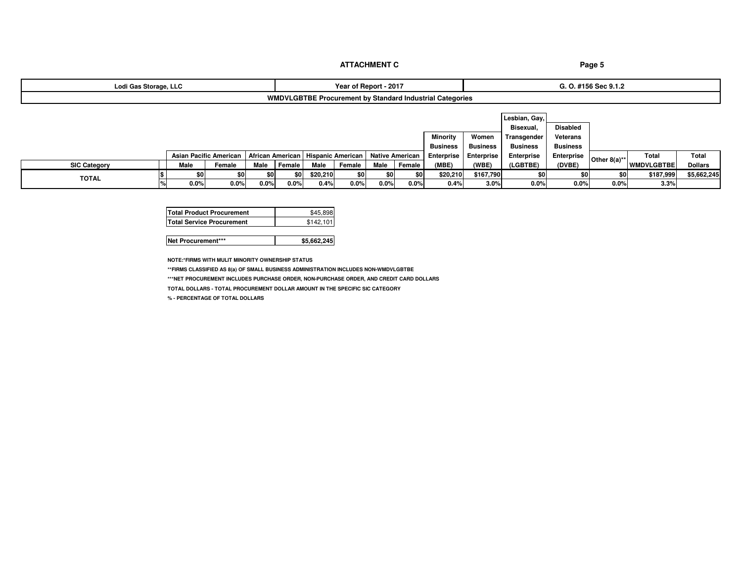**ATTACHMENT C**

| Lodi Gas Storage, LLC | Year of Report - 2017 | G. O. #156 Sec 9.1.2 |
|---|---|---|

**WMDVLGBTBE Procurement by Standard Industrial Categories**

| SIC Category | | Asian Pacific American | | African American | | Hispanic American | | Native American | | Minority Business Enterprise | Women Business Enterprise | Lesbian, Gay, Bisexual, Transgender Business Enterprise | Disabled Veterans Business Enterprise | Other 8(a)** | Total | Total |
|---|---|---|---|---|---|---|---|---|---|---|---|---|---|---|---|---|
| | | Male | Female | Male | Female | Male | Female | Male | Female | (MBE) | (WBE) | (LGBTBE) | (DVBE) | | WMDVLGBTBE | Dollars |
| TOTAL | $ | $0 | $0 | $0 | $0 | $20,210 | $0 | $0 | $0 | $20,210 | $167,790 | $0 | $0 | $0 | $187,999 | $5,662,245 |
| | % | 0.0% | 0.0% | 0.0% | 0.0% | 0.4% | 0.0% | 0.0% | 0.0% | 0.4% | 3.0% | 0.0% | 0.0% | 0.0% | 3.3% | |

| | |
|---|---|
| Total Product Procurement | $45,898 |
| Total Service Procurement | $142,101 |

| | |
|---|---|
| Net Procurement*** | $5,662,245 |

NOTE:*FIRMS WITH MULIT MINORITY OWNERSHIP STATUS

**FIRMS CLASSIFIED AS 8(a) OF SMALL BUSINESS ADMINISTRATION INCLUDES NON-WMDVLGBTBE

***NET PROCUREMENT INCLUDES PURCHASE ORDER, NON-PURCHASE ORDER, AND CREDIT CARD DOLLARS

TOTAL DOLLARS - TOTAL PROCUREMENT DOLLAR AMOUNT IN THE SPECIFIC SIC CATEGORY

% - PERCENTAGE OF TOTAL DOLLARS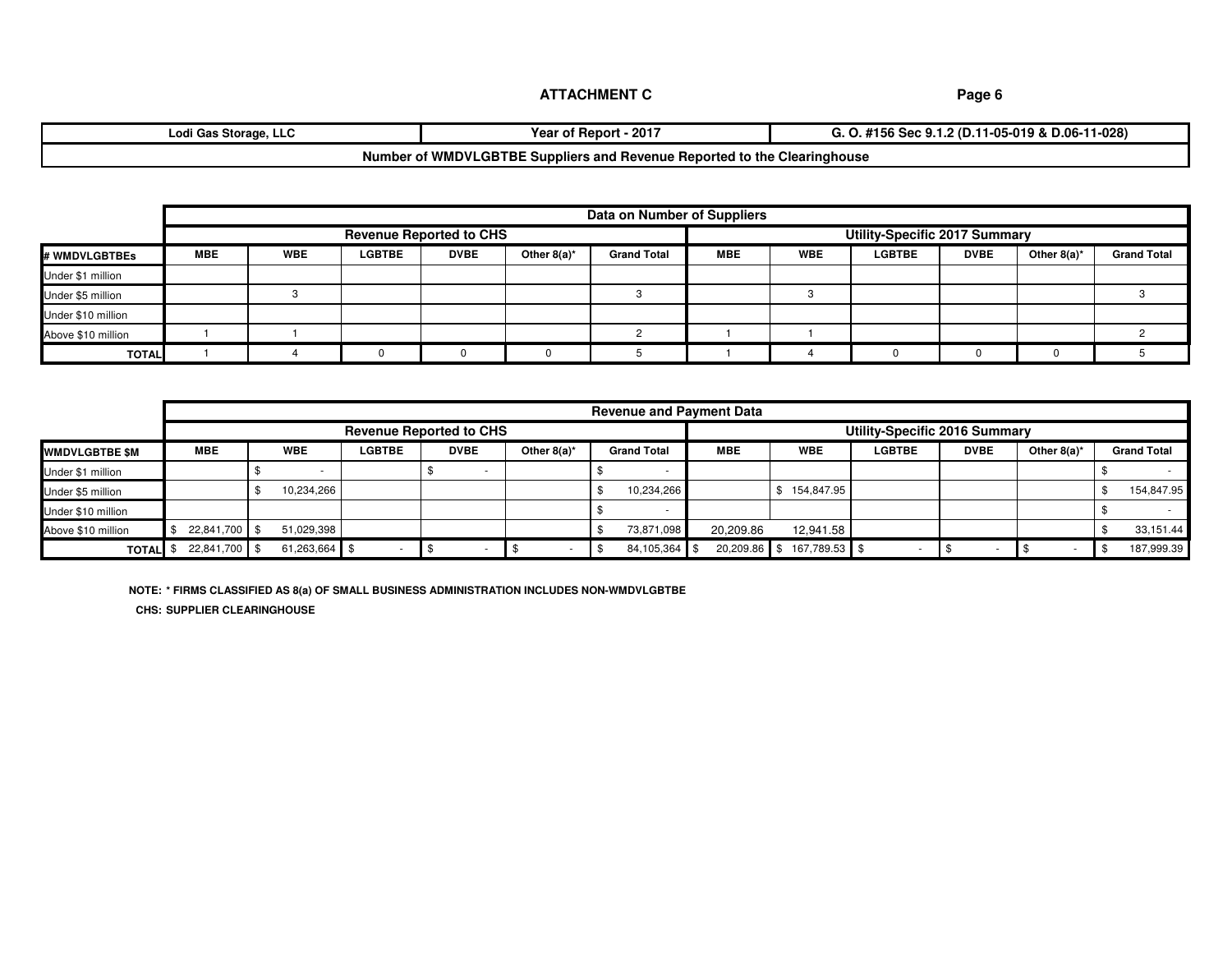## ATTACHMENT C

| Lodi Gas Storage, LLC | Year of Report - 2017 | G. O. #156 Sec 9.1.2 (D.11-05-019 & D.06-11-028) |
|---|---|---|

**Number of WMDVLGBTBE Suppliers and Revenue Reported to the Clearinghouse**

| | Data on Number of Suppliers | | | | | | | | | | | |
|---|---|---|---|---|---|---|---|---|---|---|---|---|
| | Revenue Reported to CHS | | | | | | Utility-Specific 2017 Summary | | | | | |
| # WMDVLGBTBEs | MBE | WBE | LGBTBE | DVBE | Other 8(a)* | Grand Total | MBE | WBE | LGBTBE | DVBE | Other 8(a)* | Grand Total |
| Under $1 million | | | | | | | | | | | | |
| Under $5 million | | 3 | | | | 3 | | 3 | | | | 3 |
| Under $10 million | | | | | | | | | | | | |
| Above $10 million | 1 | 1 | | | | 2 | 1 | 1 | | | | 2 |
| TOTAL | 1 | 4 | 0 | 0 | 0 | 5 | 1 | 4 | 0 | 0 | 0 | 5 |

| | Revenue and Payment Data | | | | | | | | | | | |
|---|---|---|---|---|---|---|---|---|---|---|---|---|
| | Revenue Reported to CHS | | | | | | Utility-Specific 2016 Summary | | | | | |
| WMDVLGBTBE $M | MBE | WBE | LGBTBE | DVBE | Other 8(a)* | Grand Total | MBE | WBE | LGBTBE | DVBE | Other 8(a)* | Grand Total |
| Under $1 million | | $ - | | $ - | | $ - | | | | | | $ - |
| Under $5 million | | $ 10,234,266 | | | | $ 10,234,266 | | $ 154,847.95 | | | | $ 154,847.95 |
| Under $10 million | | | | | | $ - | | | | | | $ - |
| Above $10 million | $ 22,841,700 | $ 51,029,398 | | | | $ 73,871,098 | 20,209.86 | 12,941.58 | | | | $ 33,151.44 |
| TOTAL | $ 22,841,700 | $ 61,263,664 | $ - | $ - | $ - | $ 84,105,364 | $ 20,209.86 | $ 167,789.53 | $ - | $ - | $ - | $ 187,999.39 |

**NOTE: * FIRMS CLASSIFIED AS 8(a) OF SMALL BUSINESS ADMINISTRATION INCLUDES NON-WMDVLGBTBE**

**CHS: SUPPLIER CLEARINGHOUSE**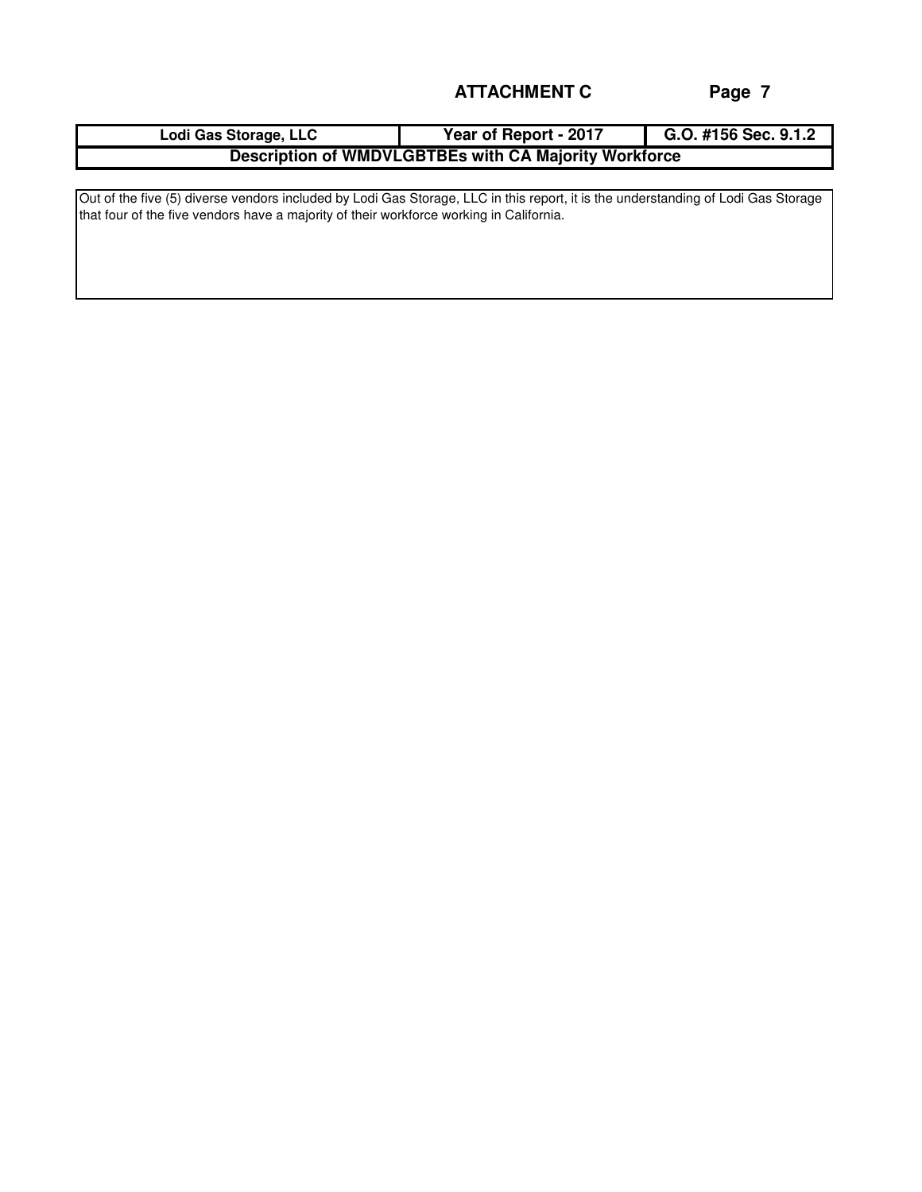**ATTACHMENT C**

| Lodi Gas Storage, LLC | Year of Report - 2017 | G.O. #156 Sec. 9.1.2 |
|---|---|---|
| **Description of WMDVLGBTBEs with CA Majority Workforce** | | |

Out of the five (5) diverse vendors included by Lodi Gas Storage, LLC in this report, it is the understanding of Lodi Gas Storage that four of the five vendors have a majority of their workforce working in California.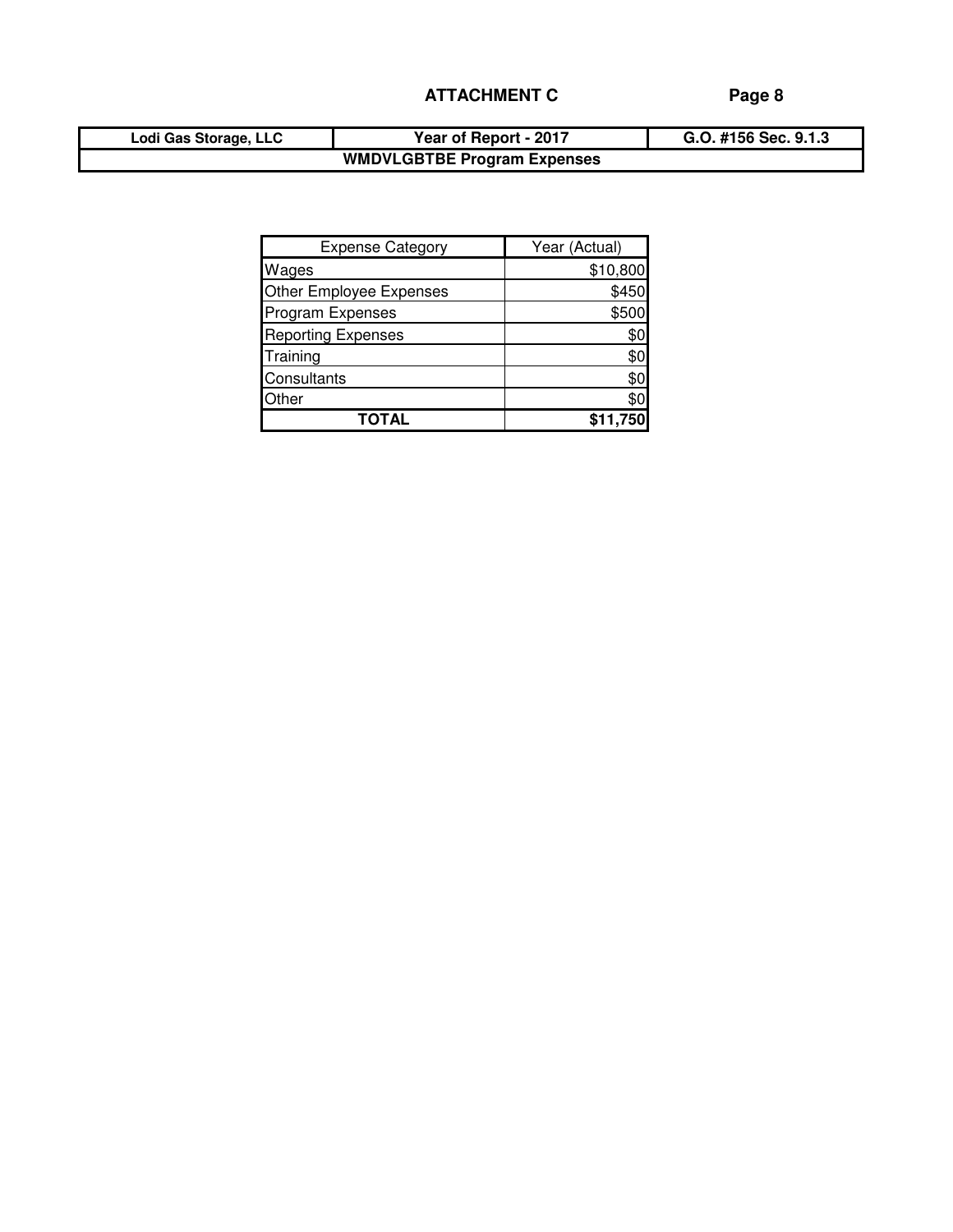**ATTACHMENT C**

| Lodi Gas Storage, LLC | Year of Report - 2017 | G.O. #156 Sec. 9.1.3 |
|---|---|---|
| **WMDVLGBTBE Program Expenses** | | |

| Expense Category | Year (Actual) |
|---|---|
| Wages | $10,800 |
| Other Employee Expenses | $450 |
| Program Expenses | $500 |
| Reporting Expenses | $0 |
| Training | $0 |
| Consultants | $0 |
| Other | $0 |
| **TOTAL** | **$11,750** |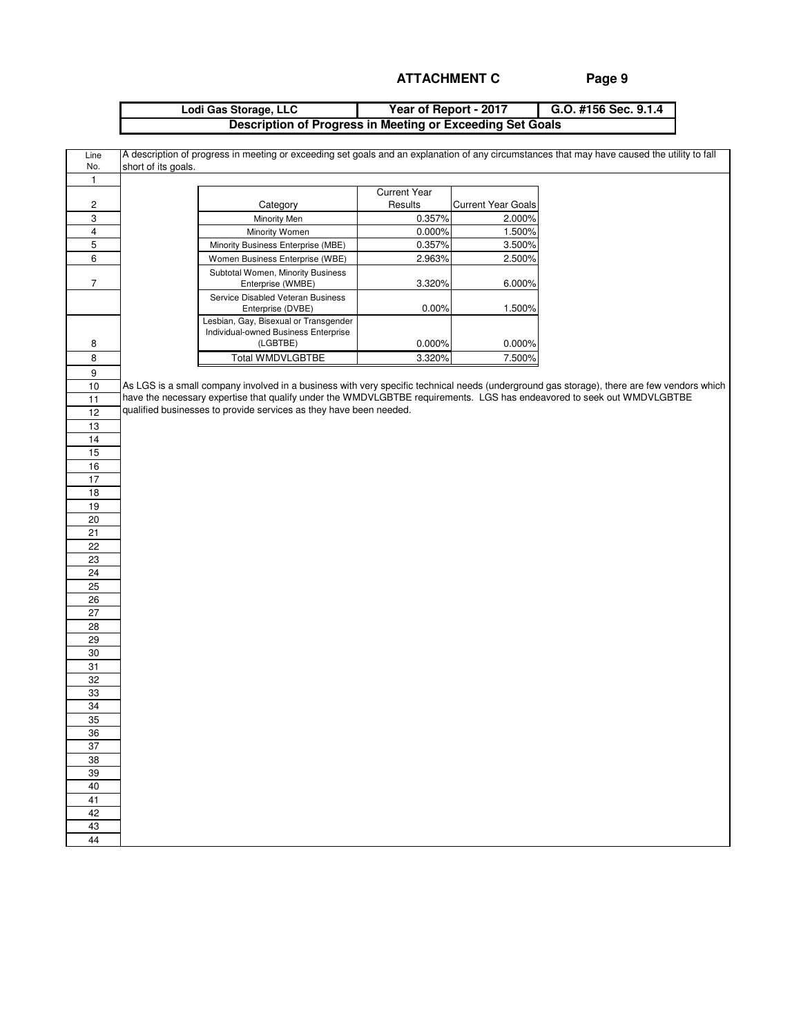**ATTACHMENT C**

| Lodi Gas Storage, LLC | Year of Report - 2017 | G.O. #156 Sec. 9.1.4 |
|---|---|---|
| **Description of Progress in Meeting or Exceeding Set Goals** | | |

A description of progress in meeting or exceeding set goals and an explanation of any circumstances that may have caused the utility to fall short of its goals.

| Category | Current Year Results | Current Year Goals |
|---|---|---|
| Minority Men | 0.357% | 2.000% |
| Minority Women | 0.000% | 1.500% |
| Minority Business Enterprise (MBE) | 0.357% | 3.500% |
| Women Business Enterprise (WBE) | 2.963% | 2.500% |
| Subtotal Women, Minority Business Enterprise (WMBE) | 3.320% | 6.000% |
| Service Disabled Veteran Business Enterprise (DVBE) | 0.00% | 1.500% |
| Lesbian, Gay, Bisexual or Transgender Individual-owned Business Enterprise (LGBTBE) | 0.000% | 0.000% |
| Total WMDVLGBTBE | 3.320% | 7.500% |

As LGS is a small company involved in a business with very specific technical needs (underground gas storage), there are few vendors which have the necessary expertise that qualify under the WMDVLGBTBE requirements. LGS has endeavored to seek out WMDVLGBTBE qualified businesses to provide services as they have been needed.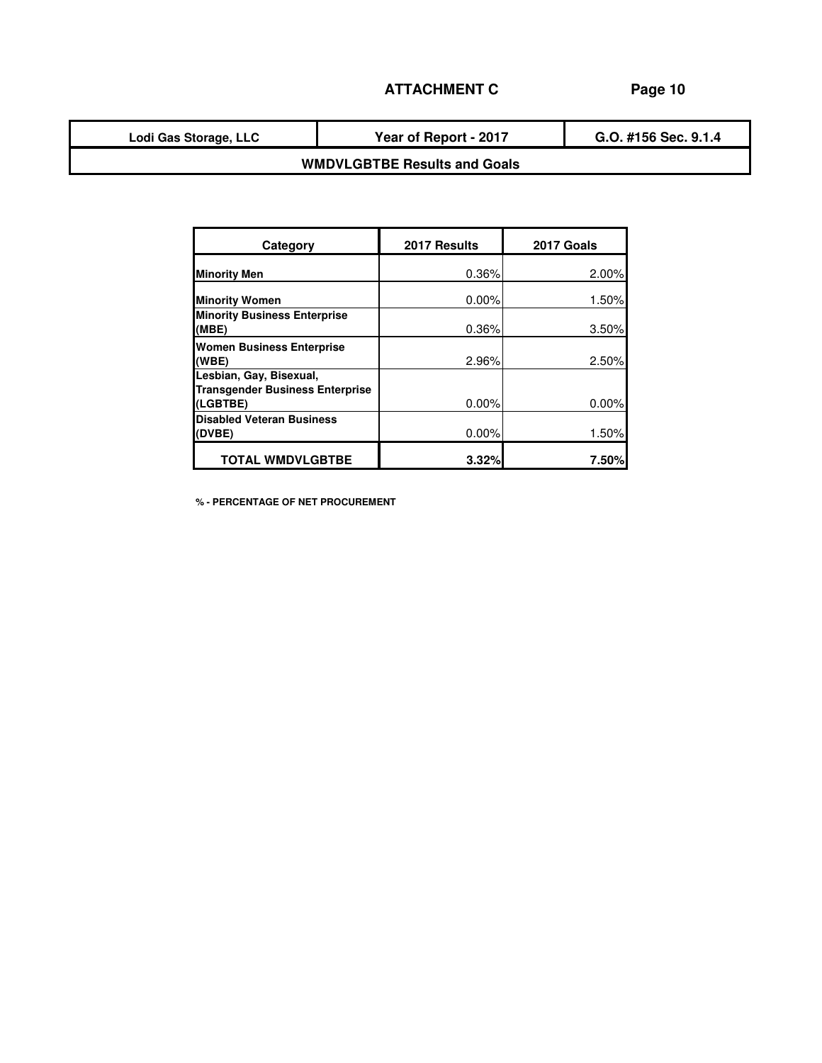**ATTACHMENT C**

| Lodi Gas Storage, LLC | Year of Report - 2017 | G.O. #156 Sec. 9.1.4 |
| --- | --- | --- |
| **WMDVLGBTBE Results and Goals** | | |

| Category | 2017 Results | 2017 Goals |
| --- | --- | --- |
| **Minority Men** | 0.36% | 2.00% |
| **Minority Women** | 0.00% | 1.50% |
| **Minority Business Enterprise (MBE)** | 0.36% | 3.50% |
| **Women Business Enterprise (WBE)** | 2.96% | 2.50% |
| **Lesbian, Gay, Bisexual, Transgender Business Enterprise (LGBTBE)** | 0.00% | 0.00% |
| **Disabled Veteran Business (DVBE)** | 0.00% | 1.50% |
| **TOTAL WMDVLGBTBE** | **3.32%** | **7.50%** |

**% - PERCENTAGE OF NET PROCUREMENT**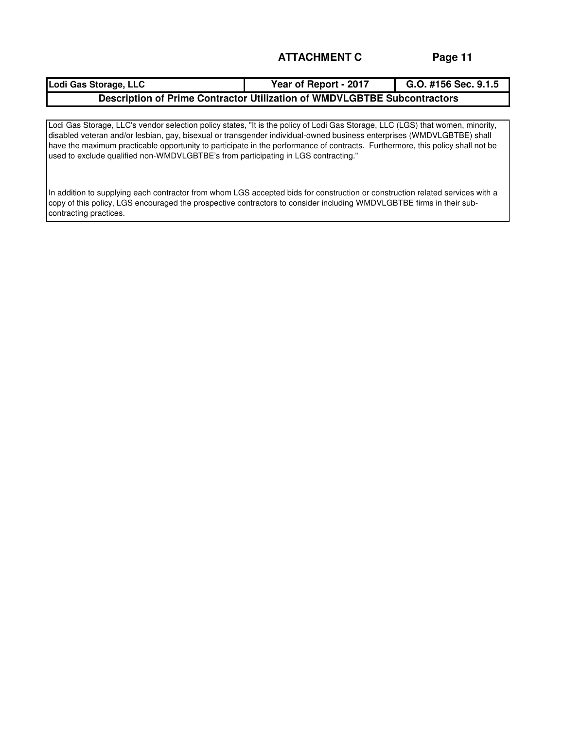**ATTACHMENT C**

| Lodi Gas Storage, LLC | Year of Report - 2017 | G.O. #156 Sec. 9.1.5 |
| --- | --- | --- |
| **Description of Prime Contractor Utilization of WMDVLGBTBE Subcontractors** | | |

Lodi Gas Storage, LLC's vendor selection policy states, "It is the policy of Lodi Gas Storage, LLC (LGS) that women, minority, disabled veteran and/or lesbian, gay, bisexual or transgender individual-owned business enterprises (WMDVLGBTBE) shall have the maximum practicable opportunity to participate in the performance of contracts. Furthermore, this policy shall not be used to exclude qualified non-WMDVLGBTBE's from participating in LGS contracting."

In addition to supplying each contractor from whom LGS accepted bids for construction or construction related services with a copy of this policy, LGS encouraged the prospective contractors to consider including WMDVLGBTBE firms in their sub-contracting practices.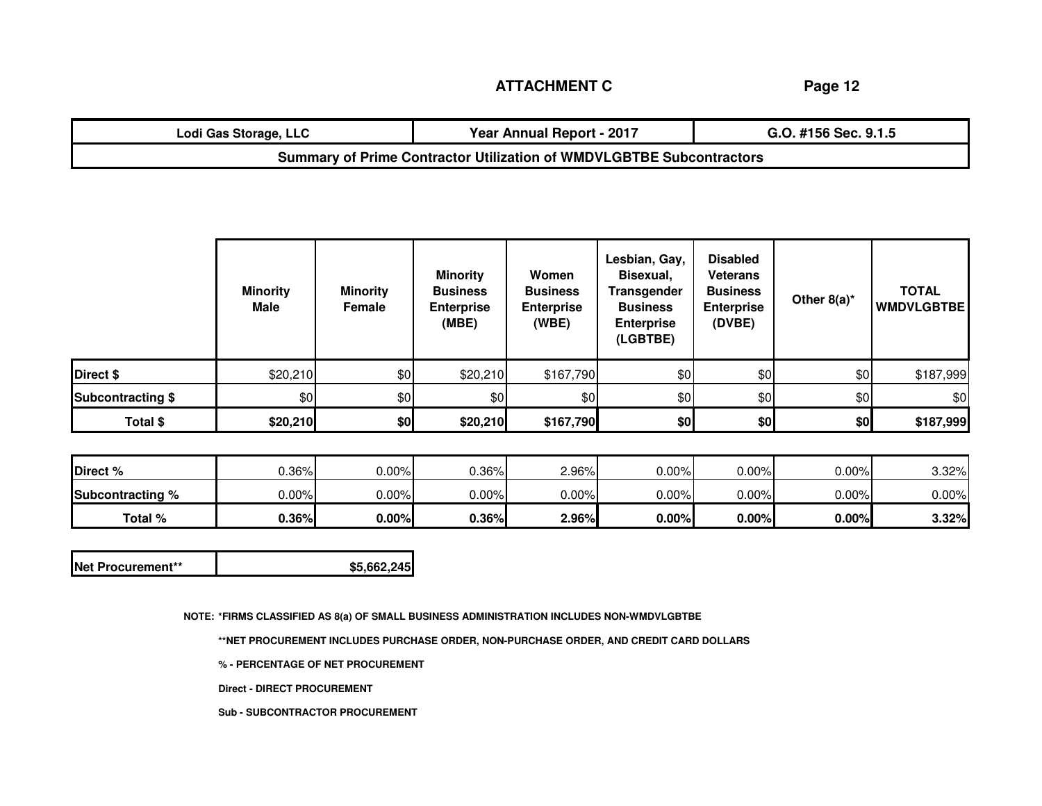**ATTACHMENT C**

| Lodi Gas Storage, LLC | Year Annual Report - 2017 | G.O. #156 Sec. 9.1.5 |
|---|---|---|
| **Summary of Prime Contractor Utilization of WMDVLGBTBE Subcontractors** | | |

| | Minority Male | Minority Female | Minority Business Enterprise (MBE) | Women Business Enterprise (WBE) | Lesbian, Gay, Bisexual, Transgender Business Enterprise (LGBTBE) | Disabled Veterans Business Enterprise (DVBE) | Other 8(a)* | TOTAL WMDVLGBTBE |
|---|---|---|---|---|---|---|---|---|
| **Direct $** | $20,210 | $0 | $20,210 | $167,790 | $0 | $0 | $0 | $187,999 |
| **Subcontracting $** | $0 | $0 | $0 | $0 | $0 | $0 | $0 | $0 |
| **Total $** | **$20,210** | **$0** | **$20,210** | **$167,790** | **$0** | **$0** | **$0** | **$187,999** |
| **Direct %** | 0.36% | 0.00% | 0.36% | 2.96% | 0.00% | 0.00% | 0.00% | 3.32% |
| **Subcontracting %** | 0.00% | 0.00% | 0.00% | 0.00% | 0.00% | 0.00% | 0.00% | 0.00% |
| **Total %** | **0.36%** | **0.00%** | **0.36%** | **2.96%** | **0.00%** | **0.00%** | **0.00%** | **3.32%** |

| Net Procurement** | **$5,662,245** |
|---|---|

NOTE: *FIRMS CLASSIFIED AS 8(a) OF SMALL BUSINESS ADMINISTRATION INCLUDES NON-WMDVLGBTBE

**NET PROCUREMENT INCLUDES PURCHASE ORDER, NON-PURCHASE ORDER, AND CREDIT CARD DOLLARS

% - PERCENTAGE OF NET PROCUREMENT

Direct - DIRECT PROCUREMENT

Sub - SUBCONTRACTOR PROCUREMENT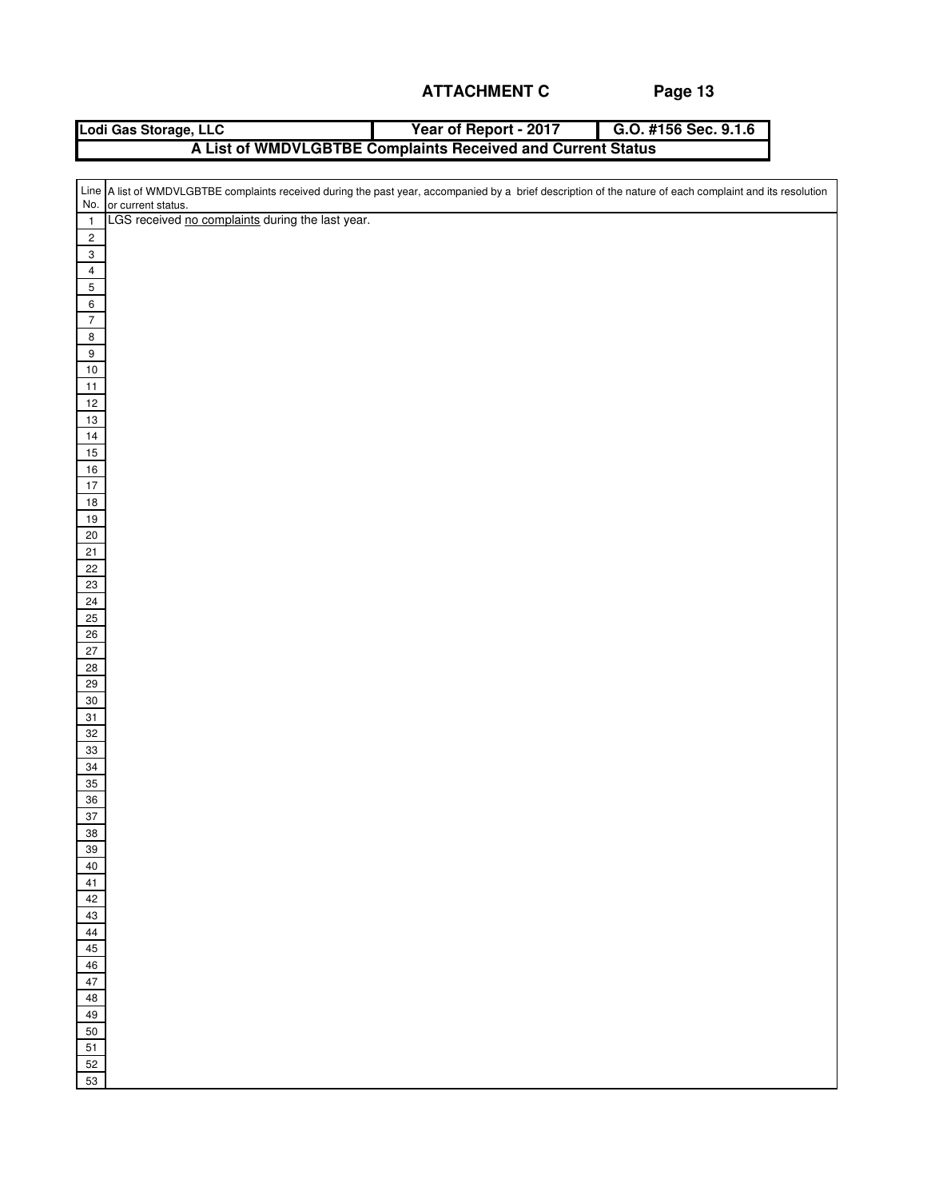## ATTACHMENT C

| Lodi Gas Storage, LLC | Year of Report - 2017 | G.O. #156 Sec. 9.1.6 |
| --- | --- | --- |
| A List of WMDVLGBTBE Complaints Received and Current Status | | |

| Line No. | A list of WMDVLGBTBE complaints received during the past year, accompanied by a brief description of the nature of each complaint and its resolution or current status. |
| --- | --- |
| 1 | LGS received no complaints during the last year. |
| 2 | |
| 3 | |
| 4 | |
| 5 | |
| 6 | |
| 7 | |
| 8 | |
| 9 | |
| 10 | |
| 11 | |
| 12 | |
| 13 | |
| 14 | |
| 15 | |
| 16 | |
| 17 | |
| 18 | |
| 19 | |
| 20 | |
| 21 | |
| 22 | |
| 23 | |
| 24 | |
| 25 | |
| 26 | |
| 27 | |
| 28 | |
| 29 | |
| 30 | |
| 31 | |
| 32 | |
| 33 | |
| 34 | |
| 35 | |
| 36 | |
| 37 | |
| 38 | |
| 39 | |
| 40 | |
| 41 | |
| 42 | |
| 43 | |
| 44 | |
| 45 | |
| 46 | |
| 47 | |
| 48 | |
| 49 | |
| 50 | |
| 51 | |
| 52 | |
| 53 | |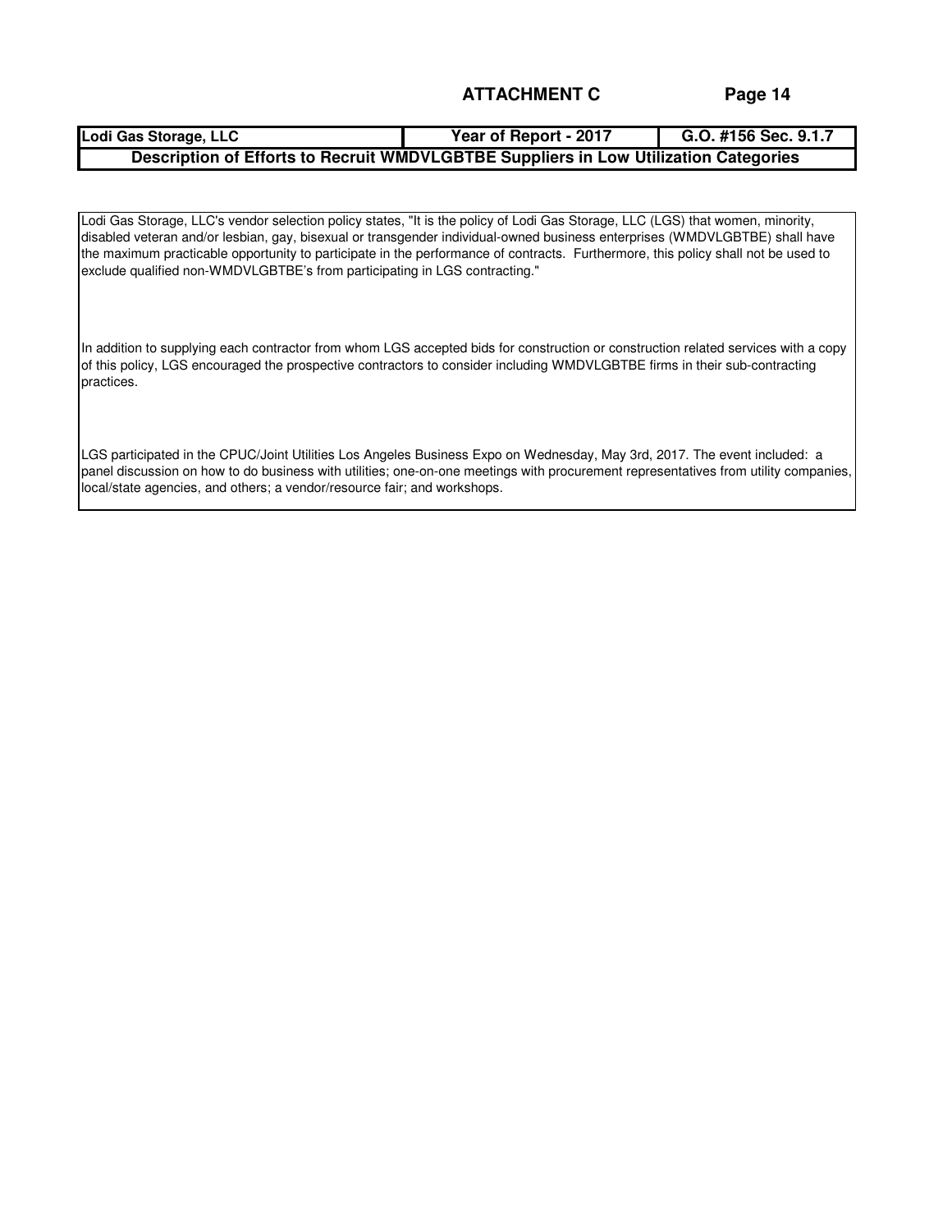## ATTACHMENT C

| Lodi Gas Storage, LLC | Year of Report - 2017 | G.O. #156 Sec. 9.1.7 |
| --- | --- | --- |
| **Description of Efforts to Recruit WMDVLGBTBE Suppliers in Low Utilization Categories** | | |

Lodi Gas Storage, LLC's vendor selection policy states, "It is the policy of Lodi Gas Storage, LLC (LGS) that women, minority, disabled veteran and/or lesbian, gay, bisexual or transgender individual-owned business enterprises (WMDVLGBTBE) shall have the maximum practicable opportunity to participate in the performance of contracts. Furthermore, this policy shall not be used to exclude qualified non-WMDVLGBTBE's from participating in LGS contracting."

In addition to supplying each contractor from whom LGS accepted bids for construction or construction related services with a copy of this policy, LGS encouraged the prospective contractors to consider including WMDVLGBTBE firms in their sub-contracting practices.

LGS participated in the CPUC/Joint Utilities Los Angeles Business Expo on Wednesday, May 3rd, 2017. The event included: a panel discussion on how to do business with utilities; one-on-one meetings with procurement representatives from utility companies, local/state agencies, and others; a vendor/resource fair; and workshops.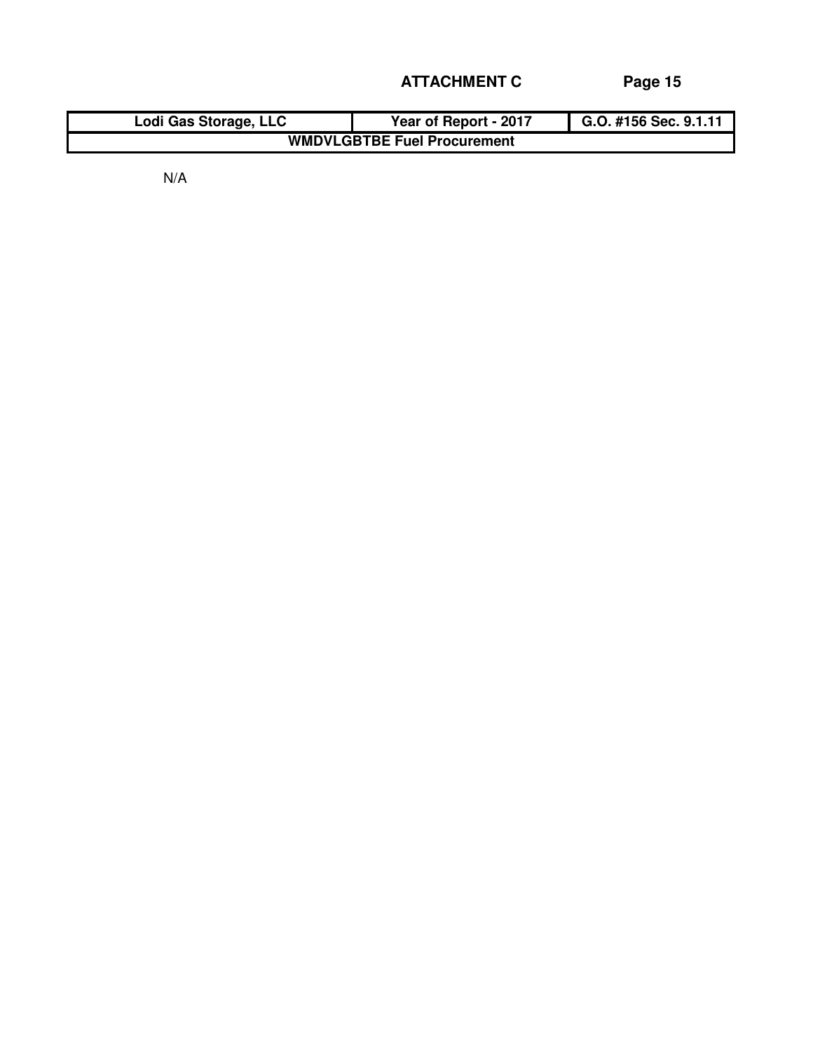**ATTACHMENT C**

| Lodi Gas Storage, LLC | Year of Report - 2017 | G.O. #156 Sec. 9.1.11 |
|---|---|---|
| **WMDVLGBTBE Fuel Procurement** | | |

N/A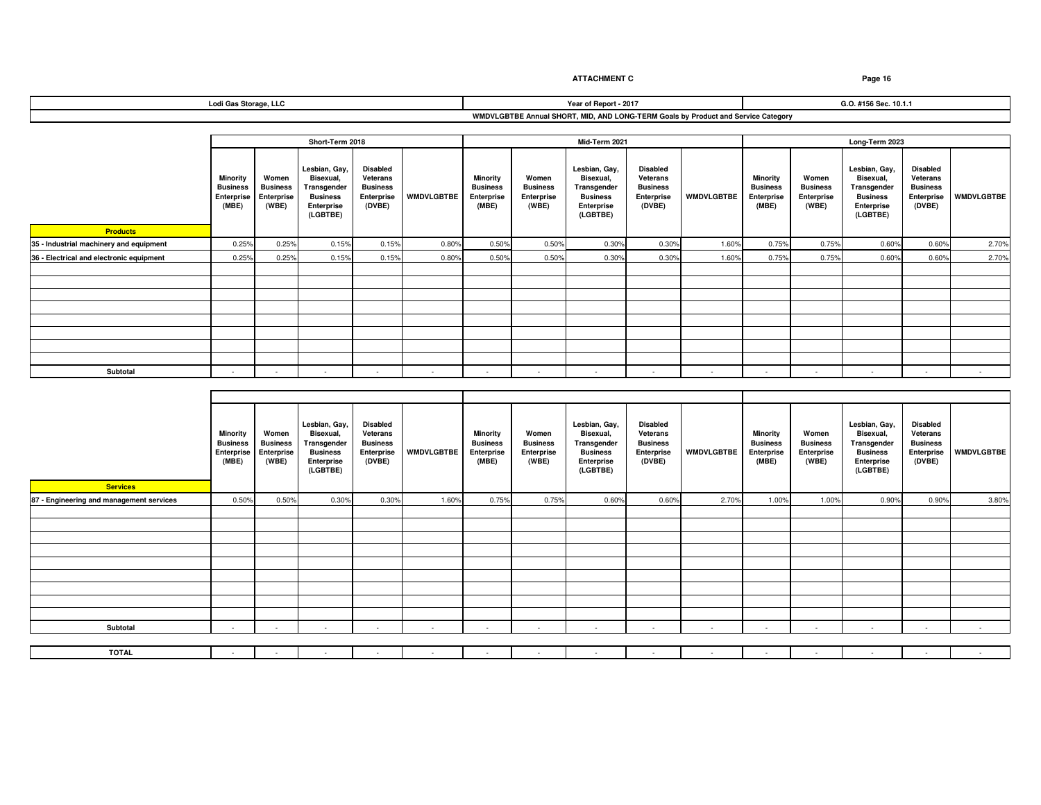**ATTACHMENT C**

| Lodi Gas Storage, LLC | Year of Report - 2017 | G.O. #156 Sec. 10.1.1 |
|---|---|---|

**WMDVLGBTBE Annual SHORT, MID, AND LONG-TERM Goals by Product and Service Category**

| | Short-Term 2018 | | | | | Mid-Term 2021 | | | | | Long-Term 2023 | | | | |
|---|---|---|---|---|---|---|---|---|---|---|---|---|---|---|---|
| **Products** | Minority Business Enterprise (MBE) | Women Business Enterprise (WBE) | Lesbian, Gay, Bisexual, Transgender Business Enterprise (LGBTBE) | Disabled Veterans Business Enterprise (DVBE) | WMDVLGBTBE | Minority Business Enterprise (MBE) | Women Business Enterprise (WBE) | Lesbian, Gay, Bisexual, Transgender Business Enterprise (LGBTBE) | Disabled Veterans Business Enterprise (DVBE) | WMDVLGBTBE | Minority Business Enterprise (MBE) | Women Business Enterprise (WBE) | Lesbian, Gay, Bisexual, Transgender Business Enterprise (LGBTBE) | Disabled Veterans Business Enterprise (DVBE) | WMDVLGBTBE |
| 35 - Industrial machinery and equipment | 0.25% | 0.25% | 0.15% | 0.15% | 0.80% | 0.50% | 0.50% | 0.30% | 0.30% | 1.60% | 0.75% | 0.75% | 0.60% | 0.60% | 2.70% |
| 36 - Electrical and electronic equipment | 0.25% | 0.25% | 0.15% | 0.15% | 0.80% | 0.50% | 0.50% | 0.30% | 0.30% | 1.60% | 0.75% | 0.75% | 0.60% | 0.60% | 2.70% |
| Subtotal | - | - | - | - | - | - | - | - | - | - | - | - | - | - | - |

| **Services** | Minority Business Enterprise (MBE) | Women Business Enterprise (WBE) | Lesbian, Gay, Bisexual, Transgender Business Enterprise (LGBTBE) | Disabled Veterans Business Enterprise (DVBE) | WMDVLGBTBE | Minority Business Enterprise (MBE) | Women Business Enterprise (WBE) | Lesbian, Gay, Bisexual, Transgender Business Enterprise (LGBTBE) | Disabled Veterans Business Enterprise (DVBE) | WMDVLGBTBE | Minority Business Enterprise (MBE) | Women Business Enterprise (WBE) | Lesbian, Gay, Bisexual, Transgender Business Enterprise (LGBTBE) | Disabled Veterans Business Enterprise (DVBE) | WMDVLGBTBE |
|---|---|---|---|---|---|---|---|---|---|---|---|---|---|---|---|
| 87 - Engineering and management services | 0.50% | 0.50% | 0.30% | 0.30% | 1.60% | 0.75% | 0.75% | 0.60% | 0.60% | 2.70% | 1.00% | 1.00% | 0.90% | 0.90% | 3.80% |
| Subtotal | - | - | - | - | - | - | - | - | - | - | - | - | - | - | - |
| **TOTAL** | - | - | - | - | - | - | - | - | - | - | - | - | - | - | - |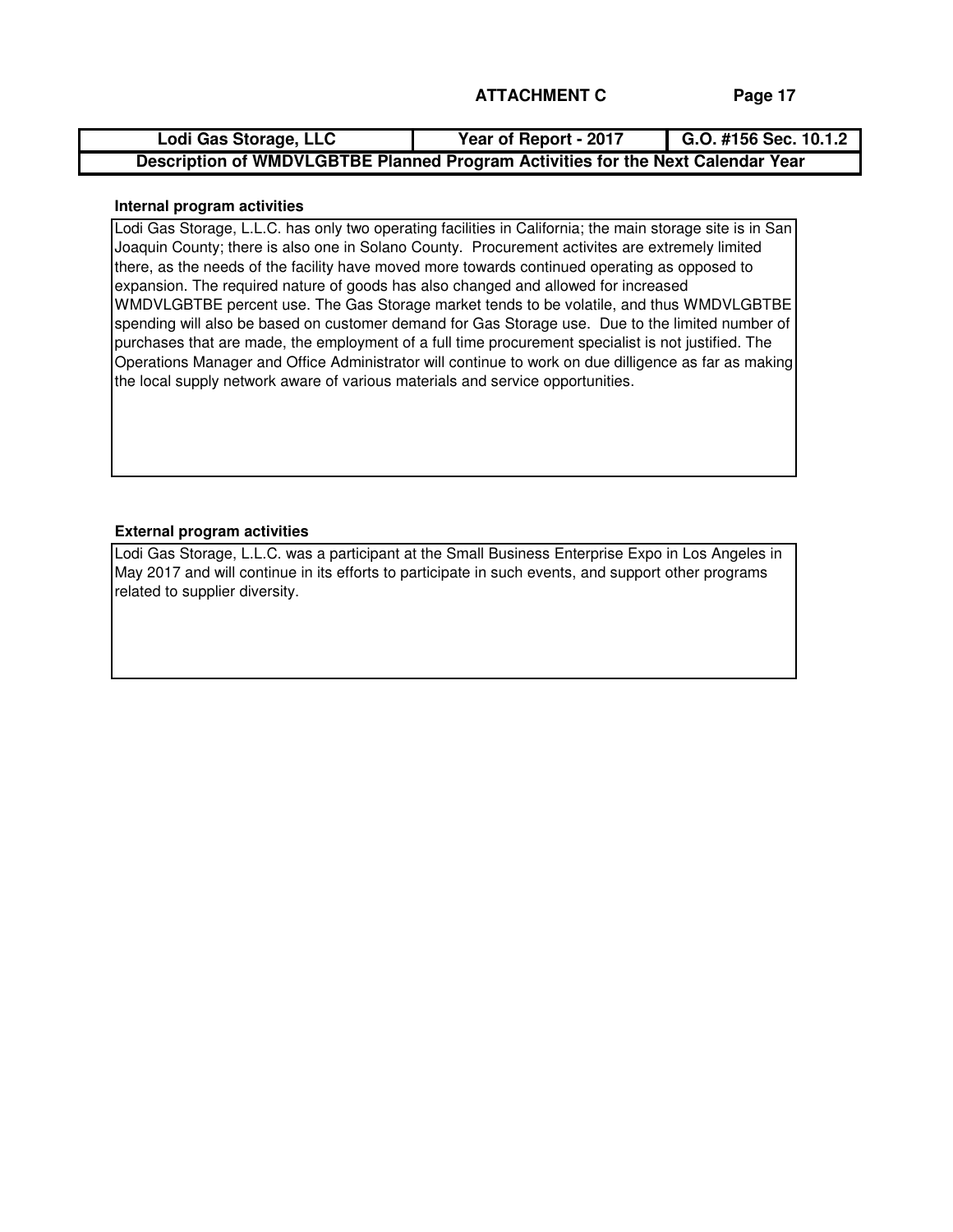**ATTACHMENT C**

| Lodi Gas Storage, LLC | Year of Report - 2017 | G.O. #156 Sec. 10.1.2 |
|---|---|---|
| **Description of WMDVLGBTBE Planned Program Activities for the Next Calendar Year** | | |

**Internal program activities**

Lodi Gas Storage, L.L.C. has only two operating facilities in California; the main storage site is in San Joaquin County; there is also one in Solano County. Procurement activites are extremely limited there, as the needs of the facility have moved more towards continued operating as opposed to expansion. The required nature of goods has also changed and allowed for increased WMDVLGBTBE percent use. The Gas Storage market tends to be volatile, and thus WMDVLGBTBE spending will also be based on customer demand for Gas Storage use. Due to the limited number of purchases that are made, the employment of a full time procurement specialist is not justified. The Operations Manager and Office Administrator will continue to work on due dilligence as far as making the local supply network aware of various materials and service opportunities.

**External program activities**

Lodi Gas Storage, L.L.C. was a participant at the Small Business Enterprise Expo in Los Angeles in May 2017 and will continue in its efforts to participate in such events, and support other programs related to supplier diversity.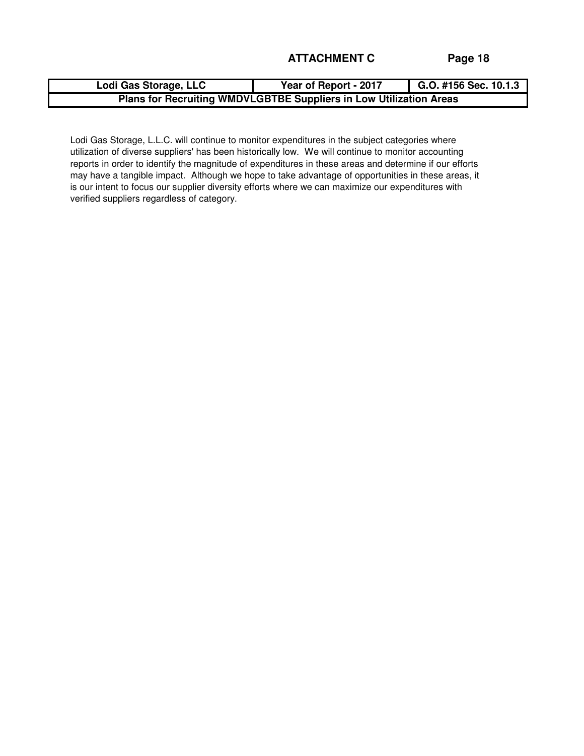## ATTACHMENT C

| Lodi Gas Storage, LLC | Year of Report - 2017 | G.O. #156 Sec. 10.1.3 |
|---|---|---|
| **Plans for Recruiting WMDVLGBTBE Suppliers in Low Utilization Areas** | | |

Lodi Gas Storage, L.L.C. will continue to monitor expenditures in the subject categories where utilization of diverse suppliers' has been historically low. We will continue to monitor accounting reports in order to identify the magnitude of expenditures in these areas and determine if our efforts may have a tangible impact. Although we hope to take advantage of opportunities in these areas, it is our intent to focus our supplier diversity efforts where we can maximize our expenditures with verified suppliers regardless of category.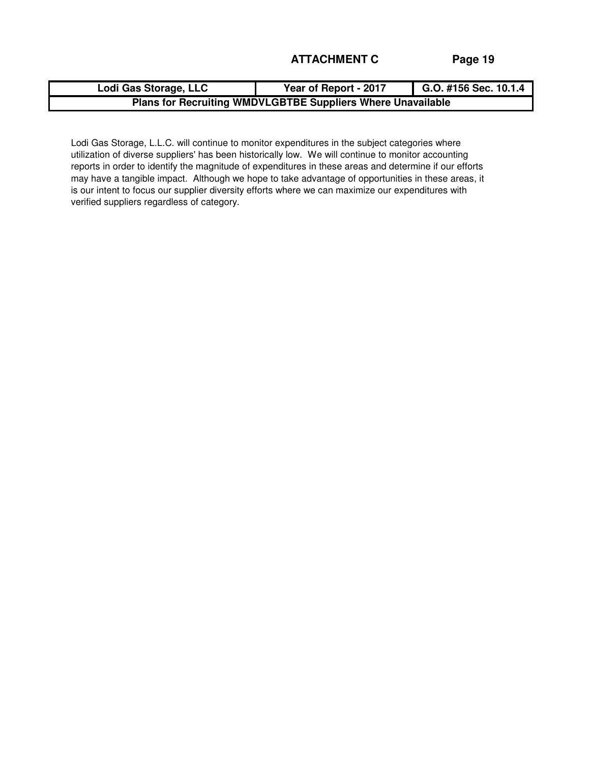**ATTACHMENT C**

| Lodi Gas Storage, LLC | Year of Report - 2017 | G.O. #156 Sec. 10.1.4 |
| --- | --- | --- |
| **Plans for Recruiting WMDVLGBTBE Suppliers Where Unavailable** | | |

Lodi Gas Storage, L.L.C. will continue to monitor expenditures in the subject categories where utilization of diverse suppliers' has been historically low. We will continue to monitor accounting reports in order to identify the magnitude of expenditures in these areas and determine if our efforts may have a tangible impact. Although we hope to take advantage of opportunities in these areas, it is our intent to focus our supplier diversity efforts where we can maximize our expenditures with verified suppliers regardless of category.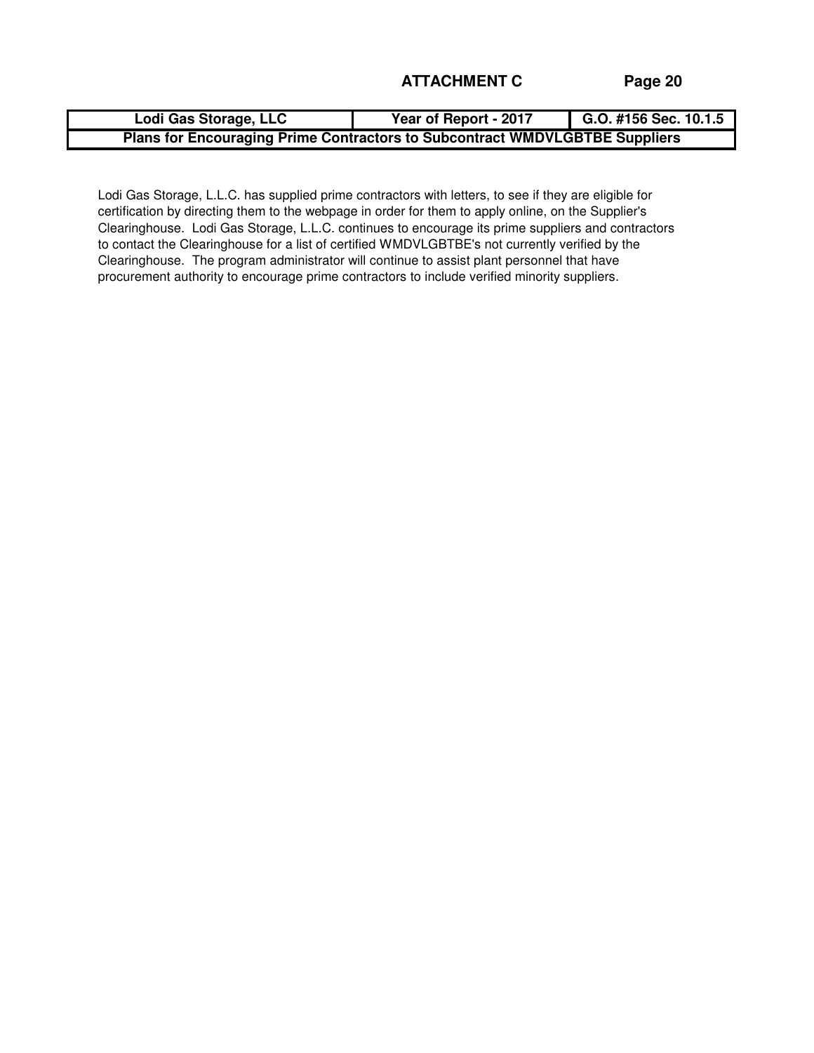**ATTACHMENT C**

| Lodi Gas Storage, LLC | Year of Report - 2017 | G.O. #156 Sec. 10.1.5 |
|---|---|---|
| **Plans for Encouraging Prime Contractors to Subcontract WMDVLGBTBE Suppliers** | | |

Lodi Gas Storage, L.L.C. has supplied prime contractors with letters, to see if they are eligible for certification by directing them to the webpage in order for them to apply online, on the Supplier's Clearinghouse. Lodi Gas Storage, L.L.C. continues to encourage its prime suppliers and contractors to contact the Clearinghouse for a list of certified WMDVLGBTBE's not currently verified by the Clearinghouse. The program administrator will continue to assist plant personnel that have procurement authority to encourage prime contractors to include verified minority suppliers.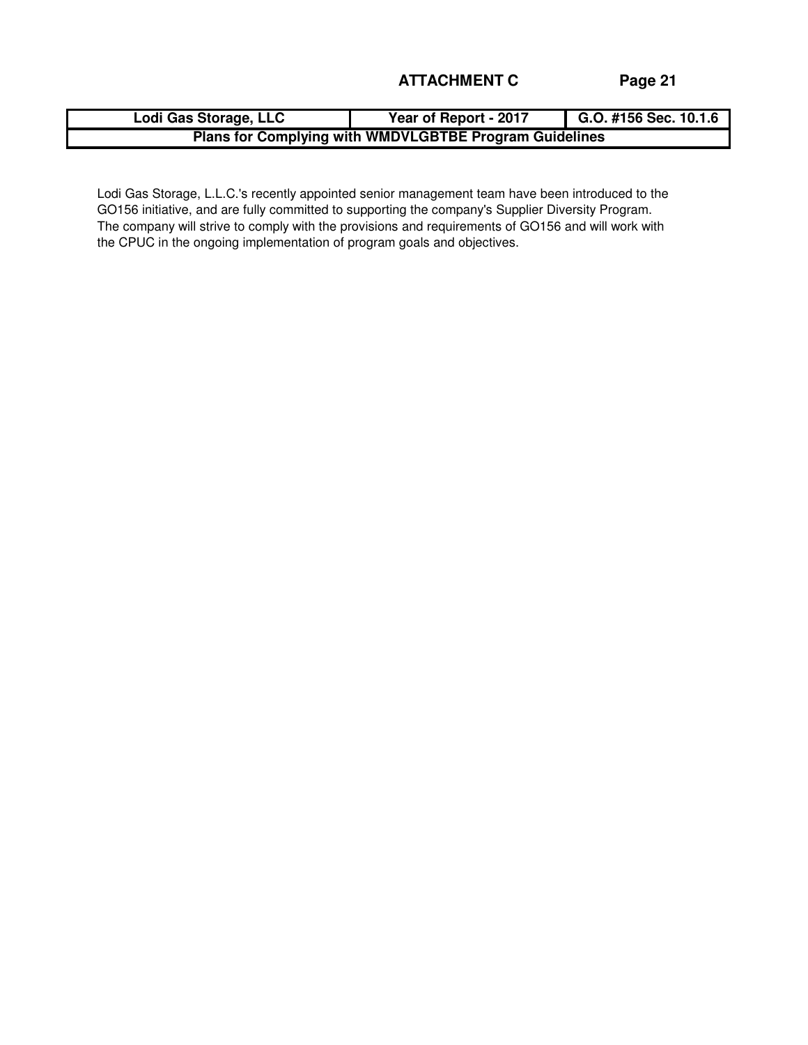**ATTACHMENT C**

| Lodi Gas Storage, LLC | Year of Report - 2017 | G.O. #156 Sec. 10.1.6 |
|---|---|---|
| **Plans for Complying with WMDVLGBTBE Program Guidelines** | | |

Lodi Gas Storage, L.L.C.'s recently appointed senior management team have been introduced to the GO156 initiative, and are fully committed to supporting the company's Supplier Diversity Program. The company will strive to comply with the provisions and requirements of GO156 and will work with the CPUC in the ongoing implementation of program goals and objectives.